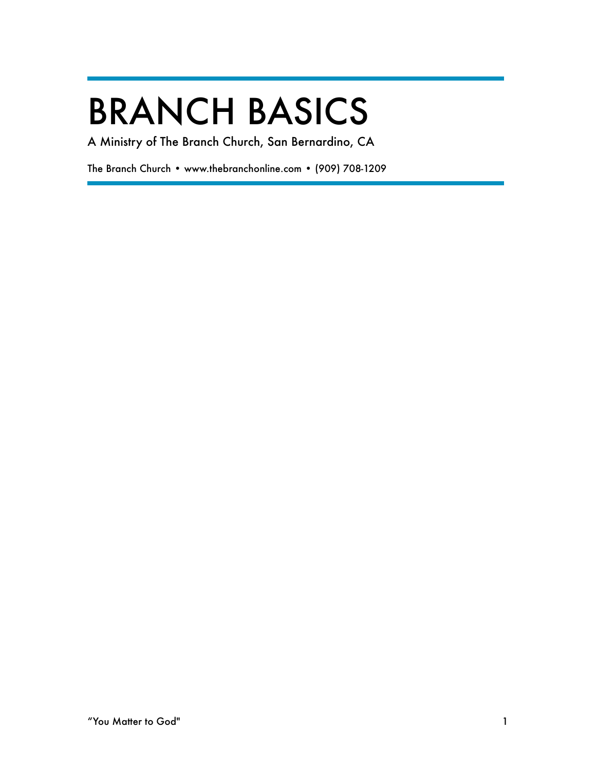# BRANCH BASICS

A Ministry of The Branch Church, San Bernardino, CA

The Branch Church • www.thebranchonline.com • (909) 708-1209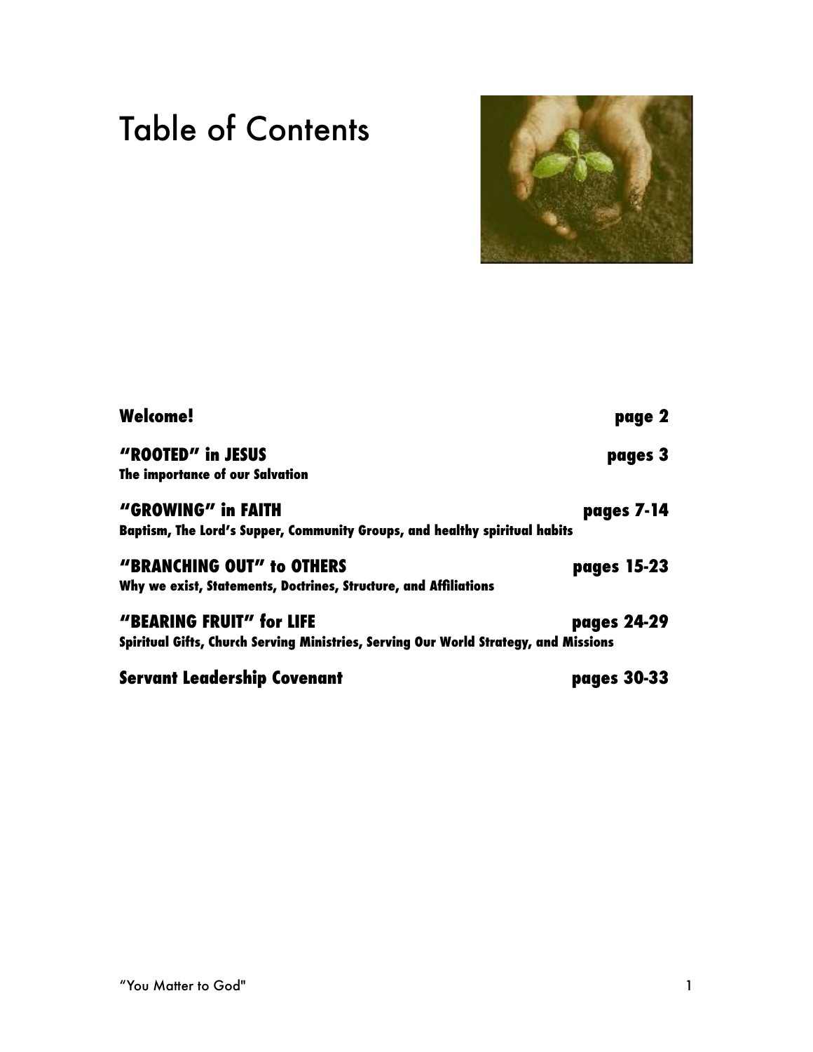# Table of Contents

| | |
|---|---|
| **Welcome!** | **page 2** |
| **"ROOTED" in JESUS**<br>**The importance of our Salvation** | **pages 3** |
| **"GROWING" in FAITH**<br>**Baptism, The Lord's Supper, Community Groups, and healthy spiritual habits** | **pages 7-14** |
| **"BRANCHING OUT" to OTHERS**<br>**Why we exist, Statements, Doctrines, Structure, and Affiliations** | **pages 15-23** |
| **"BEARING FRUIT" for LIFE**<br>**Spiritual Gifts, Church Serving Ministries, Serving Our World Strategy, and Missions** | **pages 24-29** |
| **Servant Leadership Covenant** | **pages 30-33** |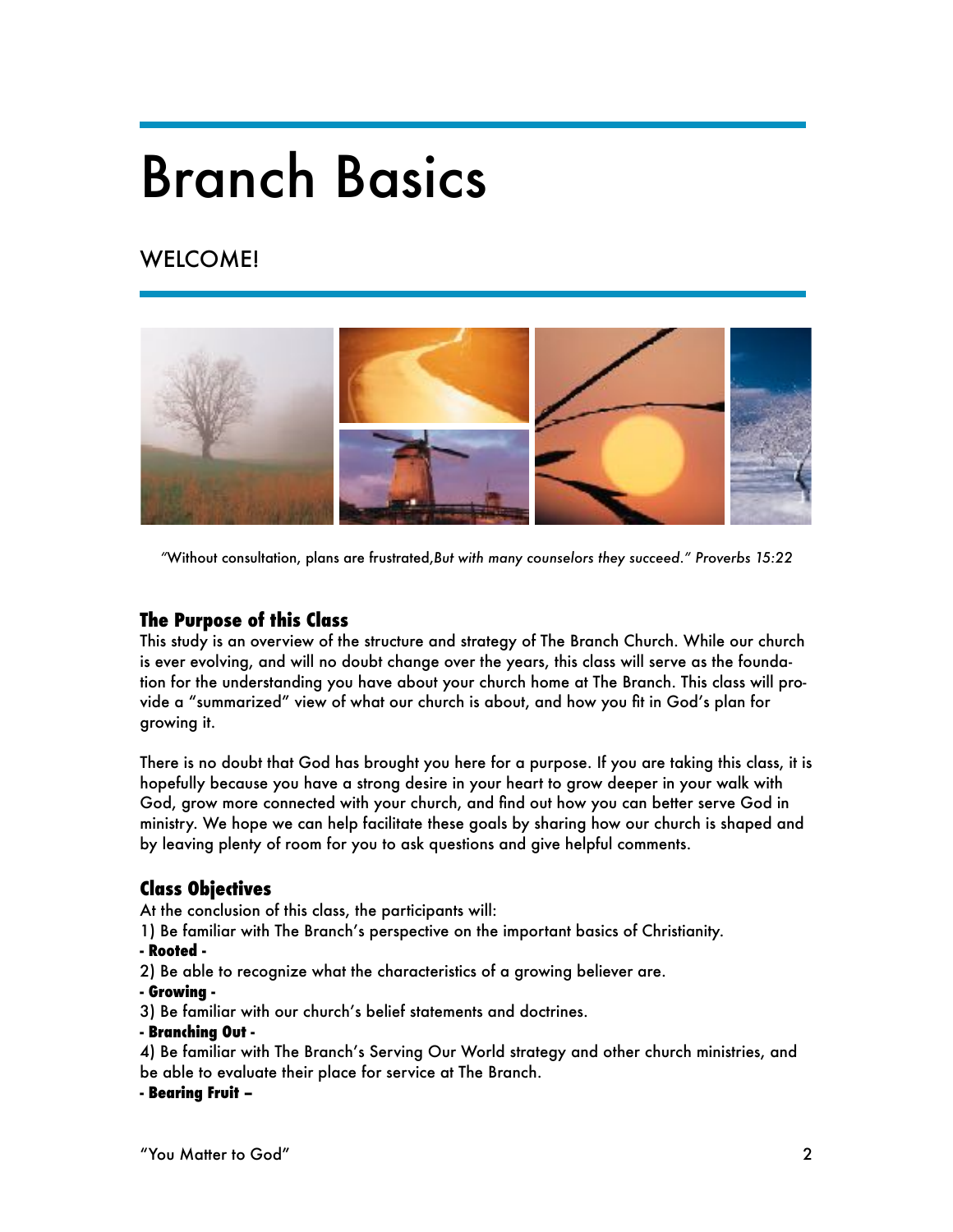# Branch Basics

## WELCOME!

"Without consultation, plans are frustrated,*But with many counselors they succeed." Proverbs 15:22*

### The Purpose of this Class

This study is an overview of the structure and strategy of The Branch Church. While our church is ever evolving, and will no doubt change over the years, this class will serve as the foundation for the understanding you have about your church home at The Branch. This class will provide a "summarized" view of what our church is about, and how you fit in God's plan for growing it.

There is no doubt that God has brought you here for a purpose. If you are taking this class, it is hopefully because you have a strong desire in your heart to grow deeper in your walk with God, grow more connected with your church, and find out how you can better serve God in ministry. We hope we can help facilitate these goals by sharing how our church is shaped and by leaving plenty of room for you to ask questions and give helpful comments.

### Class Objectives

At the conclusion of this class, the participants will:

1) Be familiar with The Branch's perspective on the important basics of Christianity.

**- Rooted -**

2) Be able to recognize what the characteristics of a growing believer are.

**- Growing -**

3) Be familiar with our church's belief statements and doctrines.

**- Branching Out -**

4) Be familiar with The Branch's Serving Our World strategy and other church ministries, and be able to evaluate their place for service at The Branch.

**- Bearing Fruit –**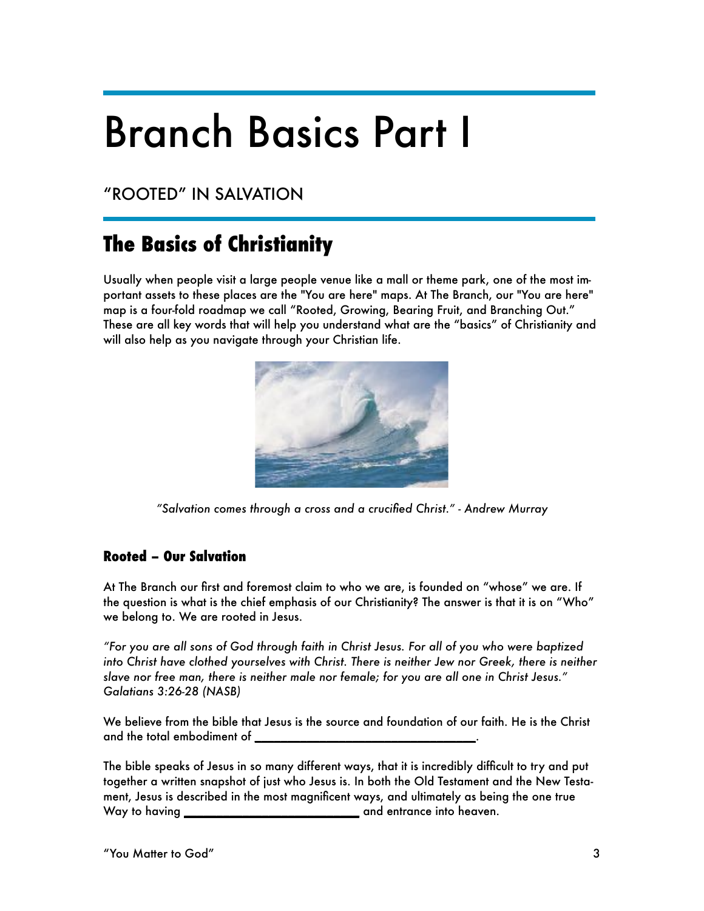# Branch Basics Part I

## "ROOTED" IN SALVATION

## The Basics of Christianity

Usually when people visit a large people venue like a mall or theme park, one of the most important assets to these places are the "You are here" maps. At The Branch, our "You are here" map is a four-fold roadmap we call "Rooted, Growing, Bearing Fruit, and Branching Out." These are all key words that will help you understand what are the "basics" of Christianity and will also help as you navigate through your Christian life.

*"Salvation comes through a cross and a crucified Christ." - Andrew Murray*

### Rooted – Our Salvation

At The Branch our first and foremost claim to who we are, is founded on "whose" we are. If the question is what is the chief emphasis of our Christianity? The answer is that it is on "Who" we belong to. We are rooted in Jesus.

*"For you are all sons of God through faith in Christ Jesus. For all of you who were baptized into Christ have clothed yourselves with Christ. There is neither Jew nor Greek, there is neither slave nor free man, there is neither male nor female; for you are all one in Christ Jesus." Galatians 3:26-28 (NASB)*

We believe from the bible that Jesus is the source and foundation of our faith. He is the Christ and the total embodiment of ________________________________.

The bible speaks of Jesus in so many different ways, that it is incredibly difficult to try and put together a written snapshot of just who Jesus is. In both the Old Testament and the New Testament, Jesus is described in the most magnificent ways, and ultimately as being the one true Way to having ________________________ and entrance into heaven.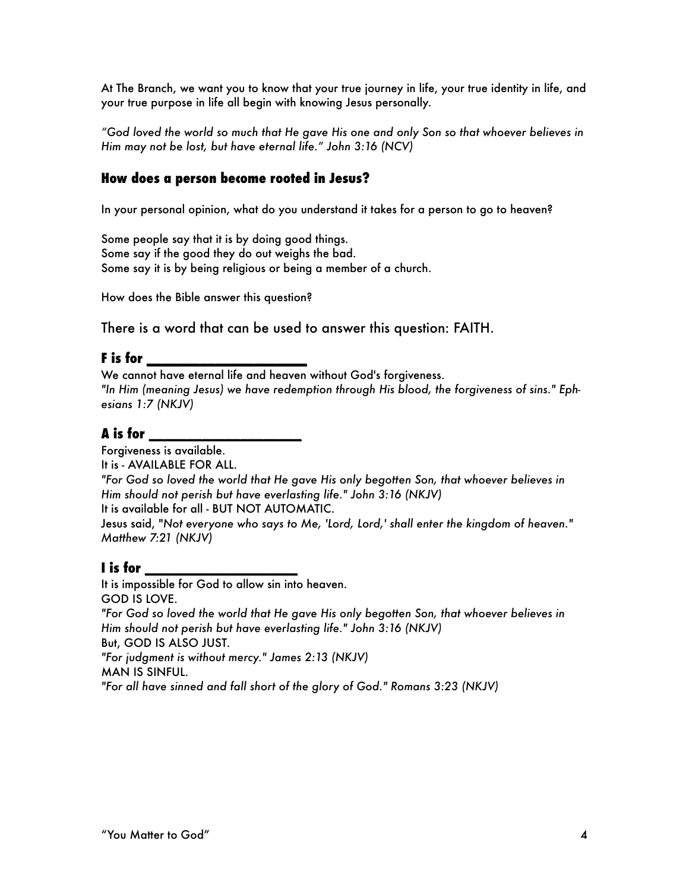At The Branch, we want you to know that your true journey in life, your true identity in life, and your true purpose in life all begin with knowing Jesus personally.

*"God loved the world so much that He gave His one and only Son so that whoever believes in Him may not be lost, but have eternal life." John 3:16 (NCV)*

### How does a person become rooted in Jesus?

In your personal opinion, what do you understand it takes for a person to go to heaven?

Some people say that it is by doing good things.
Some say if the good they do out weighs the bad.
Some say it is by being religious or being a member of a church.

How does the Bible answer this question?

There is a word that can be used to answer this question: FAITH.

### F is for ____________________

We cannot have eternal life and heaven without God's forgiveness.
*"In Him (meaning Jesus) we have redemption through His blood, the forgiveness of sins." Ephesians 1:7 (NKJV)*

### A is for ____________________

Forgiveness is available.
It is - AVAILABLE FOR ALL.
*"For God so loved the world that He gave His only begotten Son, that whoever believes in Him should not perish but have everlasting life." John 3:16 (NKJV)*
It is available for all - BUT NOT AUTOMATIC.
Jesus said, *"Not everyone who says to Me, 'Lord, Lord,' shall enter the kingdom of heaven." Matthew 7:21 (NKJV)*

### I is for ____________________

It is impossible for God to allow sin into heaven.
GOD IS LOVE.
*"For God so loved the world that He gave His only begotten Son, that whoever believes in Him should not perish but have everlasting life." John 3:16 (NKJV)*
But, GOD IS ALSO JUST.
*"For judgment is without mercy." James 2:13 (NKJV)*
MAN IS SINFUL.
*"For all have sinned and fall short of the glory of God." Romans 3:23 (NKJV)*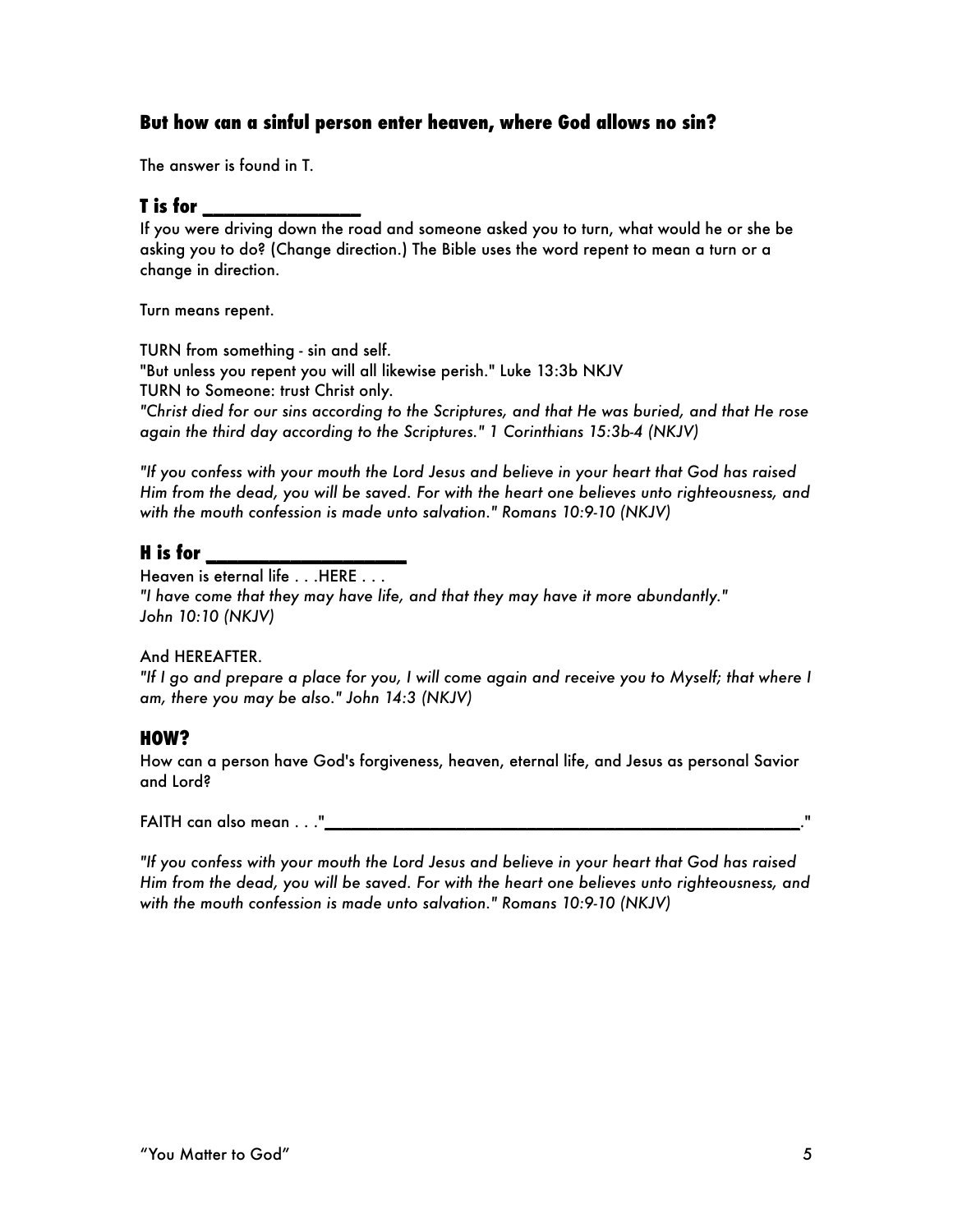## But how can a sinful person enter heaven, where God allows no sin?

The answer is found in T.

### T is for _______________

If you were driving down the road and someone asked you to turn, what would he or she be asking you to do? (Change direction.) The Bible uses the word repent to mean a turn or a change in direction.

Turn means repent.

TURN from something - sin and self.
"But unless you repent you will all likewise perish." Luke 13:3b NKJV
TURN to Someone: trust Christ only.
*"Christ died for our sins according to the Scriptures, and that He was buried, and that He rose again the third day according to the Scriptures." 1 Corinthians 15:3b-4 (NKJV)*

*"If you confess with your mouth the Lord Jesus and believe in your heart that God has raised Him from the dead, you will be saved. For with the heart one believes unto righteousness, and with the mouth confession is made unto salvation." Romans 10:9-10 (NKJV)*

### H is for ___________________

Heaven is eternal life . . .HERE . . .
*"I have come that they may have life, and that they may have it more abundantly." John 10:10 (NKJV)*

And HEREAFTER.
*"If I go and prepare a place for you, I will come again and receive you to Myself; that where I am, there you may be also." John 14:3 (NKJV)*

### HOW?

How can a person have God's forgiveness, heaven, eternal life, and Jesus as personal Savior and Lord?

FAITH can also mean . . ."________________________________________________________."

*"If you confess with your mouth the Lord Jesus and believe in your heart that God has raised Him from the dead, you will be saved. For with the heart one believes unto righteousness, and with the mouth confession is made unto salvation." Romans 10:9-10 (NKJV)*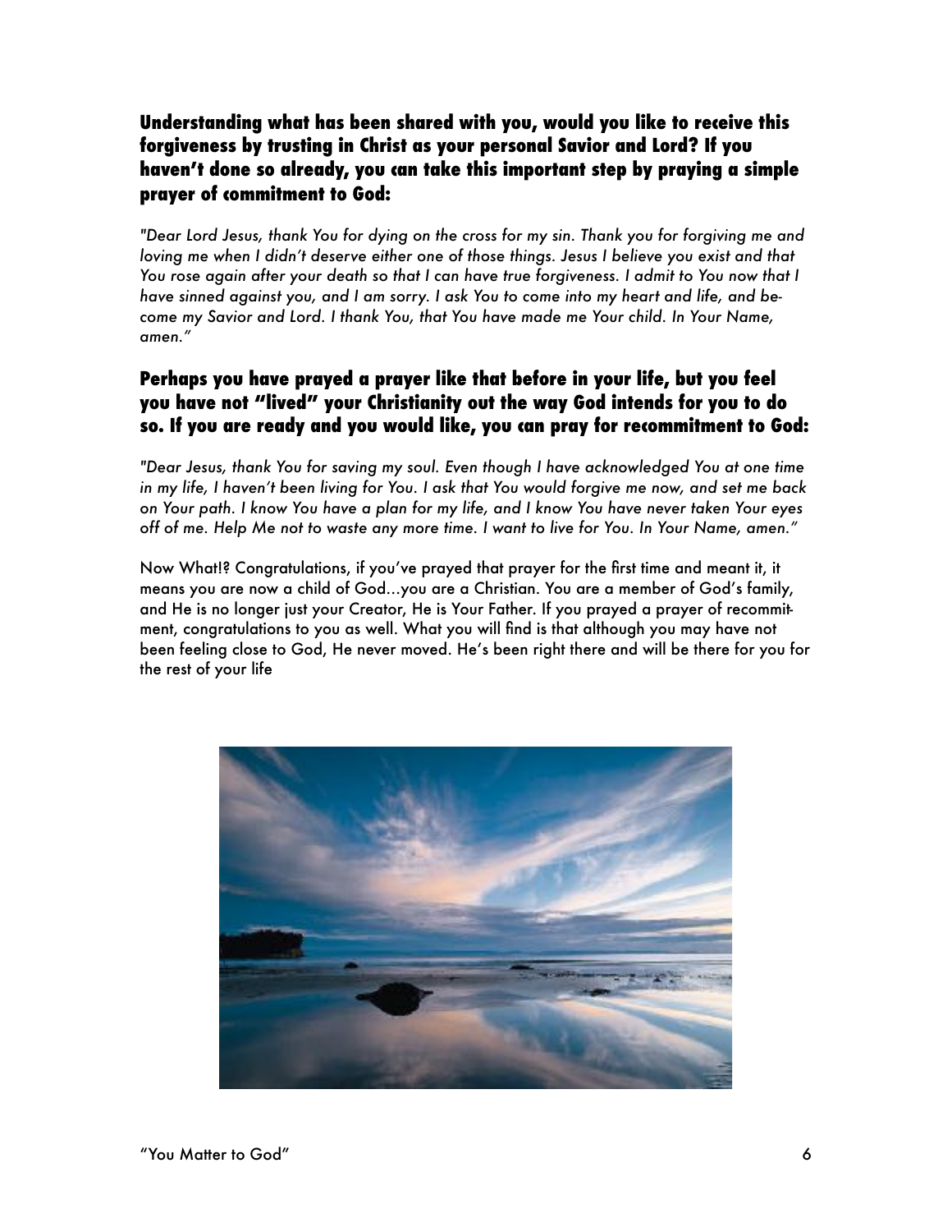### Understanding what has been shared with you, would you like to receive this forgiveness by trusting in Christ as your personal Savior and Lord? If you haven't done so already, you can take this important step by praying a simple prayer of commitment to God:

*"Dear Lord Jesus, thank You for dying on the cross for my sin. Thank you for forgiving me and loving me when I didn't deserve either one of those things. Jesus I believe you exist and that You rose again after your death so that I can have true forgiveness. I admit to You now that I have sinned against you, and I am sorry. I ask You to come into my heart and life, and become my Savior and Lord. I thank You, that You have made me Your child. In Your Name, amen."*

### Perhaps you have prayed a prayer like that before in your life, but you feel you have not "lived" your Christianity out the way God intends for you to do so. If you are ready and you would like, you can pray for recommitment to God:

*"Dear Jesus, thank You for saving my soul. Even though I have acknowledged You at one time in my life, I haven't been living for You. I ask that You would forgive me now, and set me back on Your path. I know You have a plan for my life, and I know You have never taken Your eyes off of me. Help Me not to waste any more time. I want to live for You. In Your Name, amen."*

Now What!? Congratulations, if you've prayed that prayer for the first time and meant it, it means you are now a child of God...you are a Christian. You are a member of God's family, and He is no longer just your Creator, He is Your Father. If you prayed a prayer of recommitment, congratulations to you as well. What you will find is that although you may have not been feeling close to God, He never moved. He's been right there and will be there for you for the rest of your life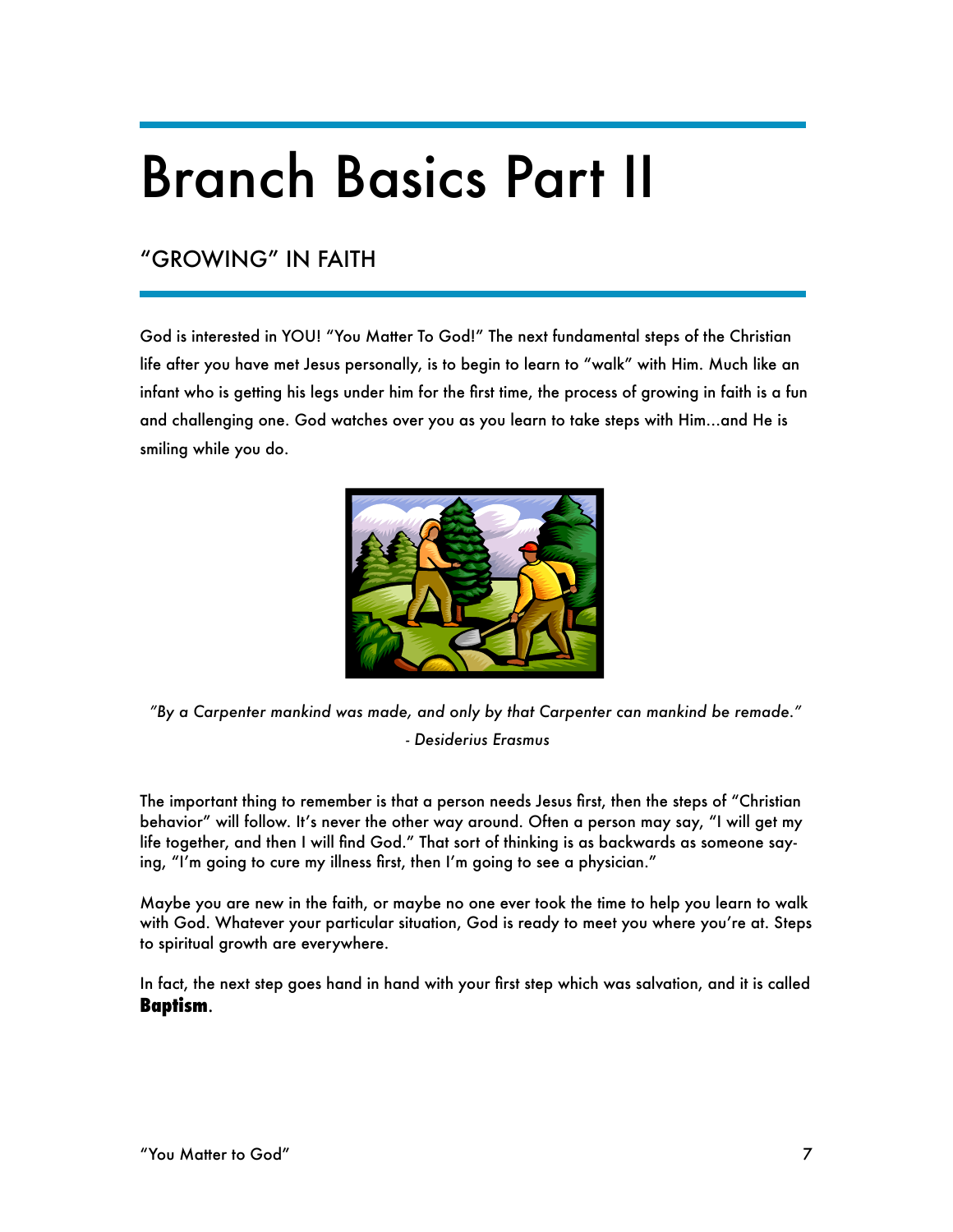# Branch Basics Part II

## "GROWING" IN FAITH

God is interested in YOU! "You Matter To God!" The next fundamental steps of the Christian life after you have met Jesus personally, is to begin to learn to "walk" with Him. Much like an infant who is getting his legs under him for the first time, the process of growing in faith is a fun and challenging one. God watches over you as you learn to take steps with Him...and He is smiling while you do.

*"By a Carpenter mankind was made, and only by that Carpenter can mankind be remade."*
*- Desiderius Erasmus*

The important thing to remember is that a person needs Jesus first, then the steps of "Christian behavior" will follow. It's never the other way around. Often a person may say, "I will get my life together, and then I will find God." That sort of thinking is as backwards as someone saying, "I'm going to cure my illness first, then I'm going to see a physician."

Maybe you are new in the faith, or maybe no one ever took the time to help you learn to walk with God. Whatever your particular situation, God is ready to meet you where you're at. Steps to spiritual growth are everywhere.

In fact, the next step goes hand in hand with your first step which was salvation, and it is called **Baptism**.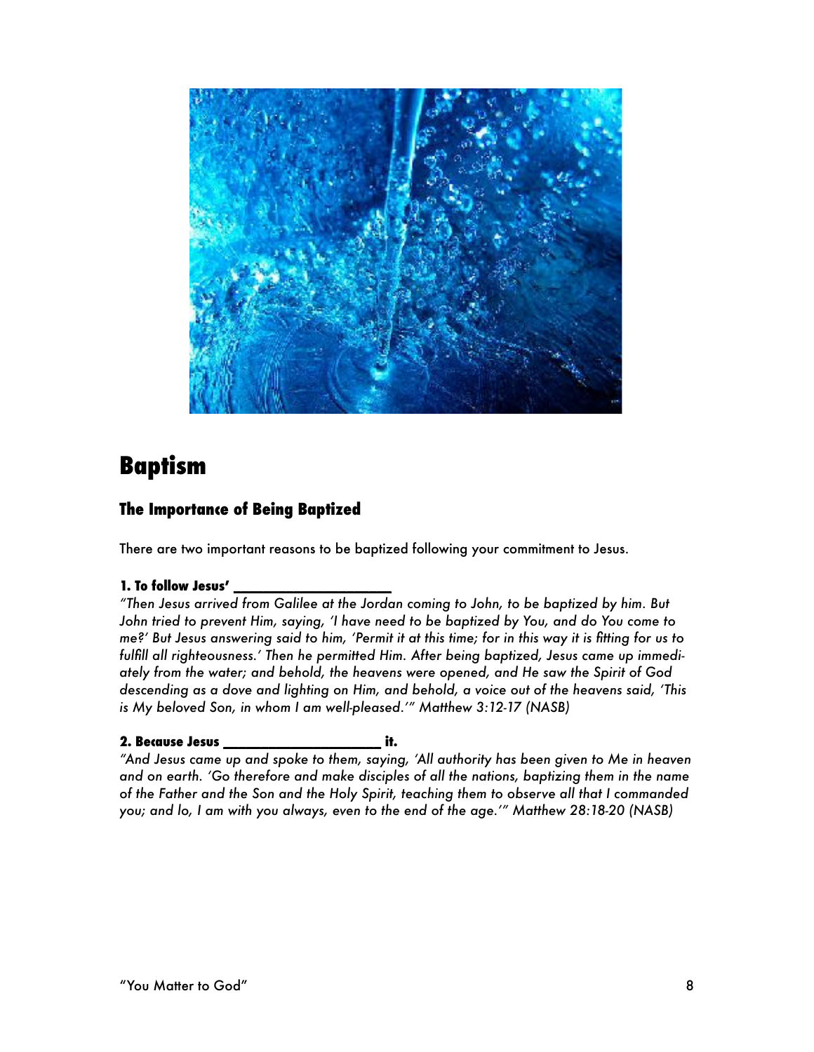# Baptism

## The Importance of Being Baptized

There are two important reasons to be baptized following your commitment to Jesus.

**1. To follow Jesus' ____________________**

*"Then Jesus arrived from Galilee at the Jordan coming to John, to be baptized by him. But John tried to prevent Him, saying, 'I have need to be baptized by You, and do You come to me?' But Jesus answering said to him, 'Permit it at this time; for in this way it is fitting for us to fulfill all righteousness.' Then he permitted Him. After being baptized, Jesus came up immediately from the water; and behold, the heavens were opened, and He saw the Spirit of God descending as a dove and lighting on Him, and behold, a voice out of the heavens said, 'This is My beloved Son, in whom I am well-pleased.'" Matthew 3:12-17 (NASB)*

**2. Because Jesus ____________________ it.**

*"And Jesus came up and spoke to them, saying, 'All authority has been given to Me in heaven and on earth. 'Go therefore and make disciples of all the nations, baptizing them in the name of the Father and the Son and the Holy Spirit, teaching them to observe all that I commanded you; and lo, I am with you always, even to the end of the age.'" Matthew 28:18-20 (NASB)*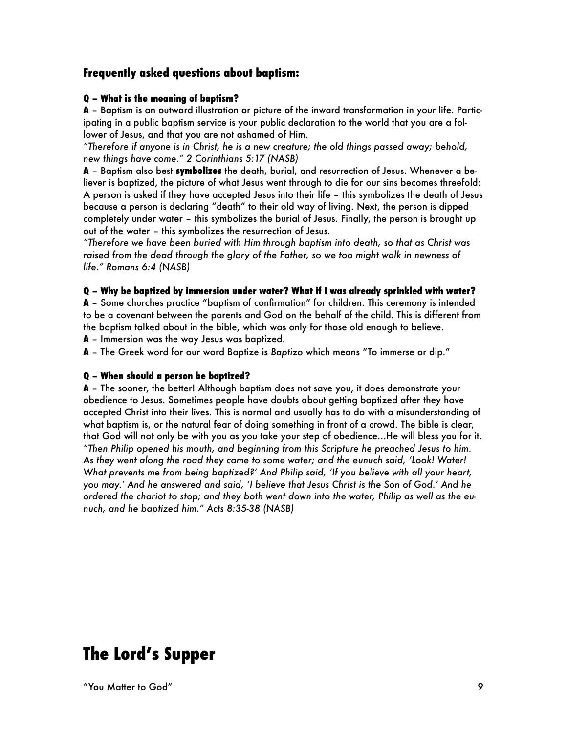### Frequently asked questions about baptism:

**Q – What is the meaning of baptism?**

**A** – Baptism is an outward illustration or picture of the inward transformation in your life. Participating in a public baptism service is your public declaration to the world that you are a follower of Jesus, and that you are not ashamed of Him.

*"Therefore if anyone is in Christ, he is a new creature; the old things passed away; behold, new things have come." 2 Corinthians 5:17 (NASB)*

**A** – Baptism also best **symbolizes** the death, burial, and resurrection of Jesus. Whenever a believer is baptized, the picture of what Jesus went through to die for our sins becomes threefold: A person is asked if they have accepted Jesus into their life – this symbolizes the death of Jesus because a person is declaring "death" to their old way of living. Next, the person is dipped completely under water – this symbolizes the burial of Jesus. Finally, the person is brought up out of the water – this symbolizes the resurrection of Jesus.

*"Therefore we have been buried with Him through baptism into death, so that as Christ was raised from the dead through the glory of the Father, so we too might walk in newness of life." Romans 6:4 (NASB)*

**Q – Why be baptized by immersion under water? What if I was already sprinkled with water?**

**A** – Some churches practice "baptism of confirmation" for children. This ceremony is intended to be a covenant between the parents and God on the behalf of the child. This is different from the baptism talked about in the bible, which was only for those old enough to believe.

**A** – Immersion was the way Jesus was baptized.

**A** – The Greek word for our word Baptize is *Baptizo* which means "To immerse or dip."

**Q – When should a person be baptized?**

**A** – The sooner, the better! Although baptism does not save you, it does demonstrate your obedience to Jesus. Sometimes people have doubts about getting baptized after they have accepted Christ into their lives. This is normal and usually has to do with a misunderstanding of what baptism is, or the natural fear of doing something in front of a crowd. The bible is clear, that God will not only be with you as you take your step of obedience...He will bless you for it.

*"Then Philip opened his mouth, and beginning from this Scripture he preached Jesus to him. As they went along the road they came to some water; and the eunuch said, 'Look! Water! What prevents me from being baptized?' And Philip said, 'If you believe with all your heart, you may.' And he answered and said, 'I believe that Jesus Christ is the Son of God.' And he ordered the chariot to stop; and they both went down into the water, Philip as well as the eunuch, and he baptized him." Acts 8:35-38 (NASB)*

# The Lord's Supper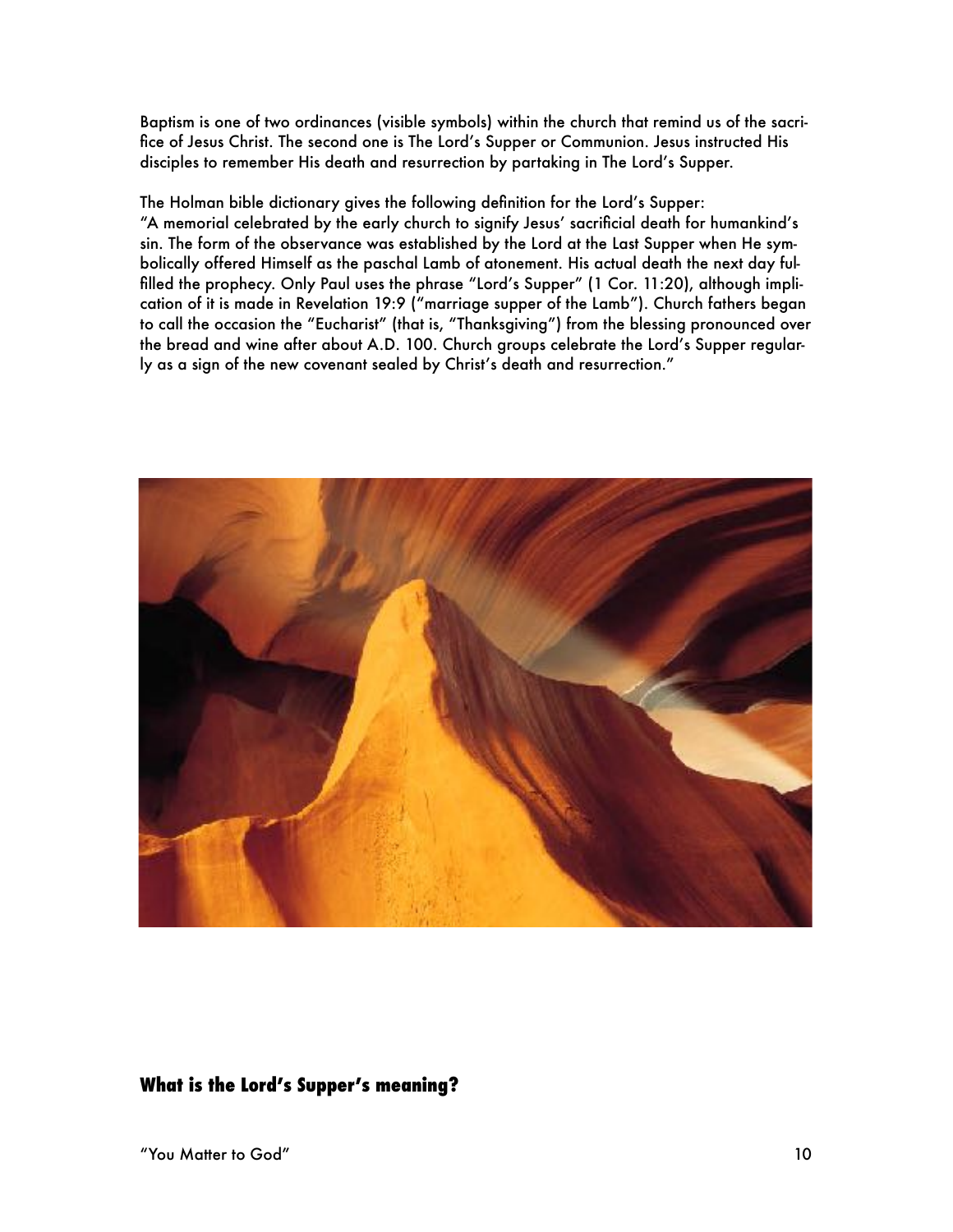Baptism is one of two ordinances (visible symbols) within the church that remind us of the sacrifice of Jesus Christ. The second one is The Lord's Supper or Communion. Jesus instructed His disciples to remember His death and resurrection by partaking in The Lord's Supper.

The Holman bible dictionary gives the following definition for the Lord's Supper:
"A memorial celebrated by the early church to signify Jesus' sacrificial death for humankind's sin. The form of the observance was established by the Lord at the Last Supper when He symbolically offered Himself as the paschal Lamb of atonement. His actual death the next day fulfilled the prophecy. Only Paul uses the phrase "Lord's Supper" (1 Cor. 11:20), although implication of it is made in Revelation 19:9 ("marriage supper of the Lamb"). Church fathers began to call the occasion the "Eucharist" (that is, "Thanksgiving") from the blessing pronounced over the bread and wine after about A.D. 100. Church groups celebrate the Lord's Supper regularly as a sign of the new covenant sealed by Christ's death and resurrection."

## What is the Lord's Supper's meaning?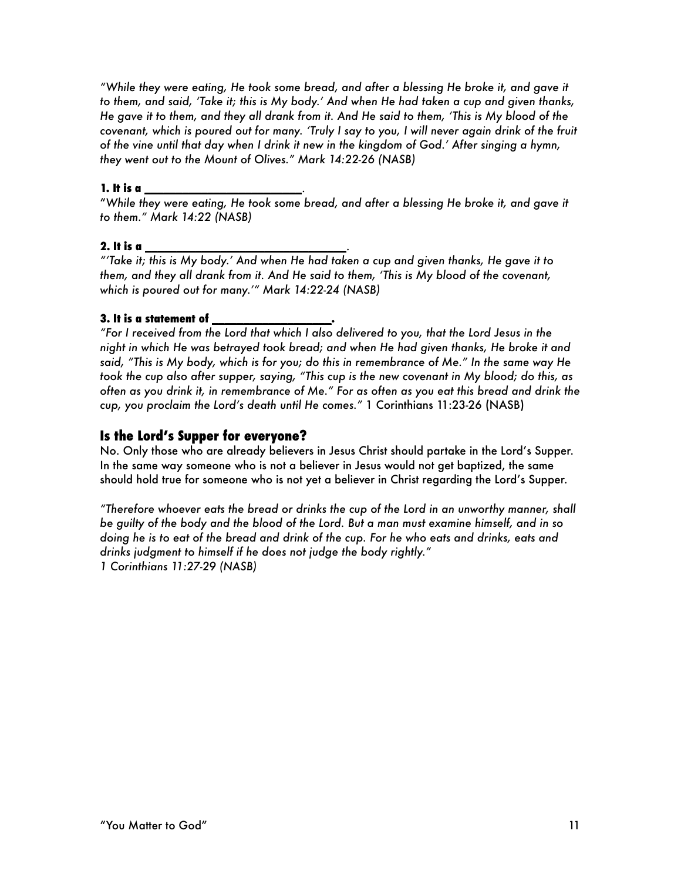*"While they were eating, He took some bread, and after a blessing He broke it, and gave it to them, and said, 'Take it; this is My body.' And when He had taken a cup and given thanks, He gave it to them, and they all drank from it. And He said to them, 'This is My blood of the covenant, which is poured out for many. 'Truly I say to you, I will never again drink of the fruit of the vine until that day when I drink it new in the kingdom of God.' After singing a hymn, they went out to the Mount of Olives." Mark 14:22-26 (NASB)*

**1. It is a \_\_\_\_\_\_\_\_\_\_\_\_\_\_\_\_\_\_\_\_\_\_\_\_\_\_.**

*"While they were eating, He took some bread, and after a blessing He broke it, and gave it to them." Mark 14:22 (NASB)*

**2. It is a \_\_\_\_\_\_\_\_\_\_\_\_\_\_\_\_\_\_\_\_\_\_\_\_\_\_\_\_\_\_\_\_\_\_\_.**

*"'Take it; this is My body.' And when He had taken a cup and given thanks, He gave it to them, and they all drank from it. And He said to them, 'This is My blood of the covenant, which is poured out for many.'" Mark 14:22-24 (NASB)*

**3. It is a statement of \_\_\_\_\_\_\_\_\_\_\_\_\_\_\_\_\_\_\_\_.**

*"For I received from the Lord that which I also delivered to you, that the Lord Jesus in the night in which He was betrayed took bread; and when He had given thanks, He broke it and said, "This is My body, which is for you; do this in remembrance of Me." In the same way He took the cup also after supper, saying, "This cup is the new covenant in My blood; do this, as often as you drink it, in remembrance of Me." For as often as you eat this bread and drink the cup, you proclaim the Lord's death until He comes."* 1 Corinthians 11:23-26 (NASB)

## Is the Lord's Supper for everyone?

No. Only those who are already believers in Jesus Christ should partake in the Lord's Supper. In the same way someone who is not a believer in Jesus would not get baptized, the same should hold true for someone who is not yet a believer in Christ regarding the Lord's Supper.

*"Therefore whoever eats the bread or drinks the cup of the Lord in an unworthy manner, shall be guilty of the body and the blood of the Lord. But a man must examine himself, and in so doing he is to eat of the bread and drink of the cup. For he who eats and drinks, eats and drinks judgment to himself if he does not judge the body rightly."*
*1 Corinthians 11:27-29 (NASB)*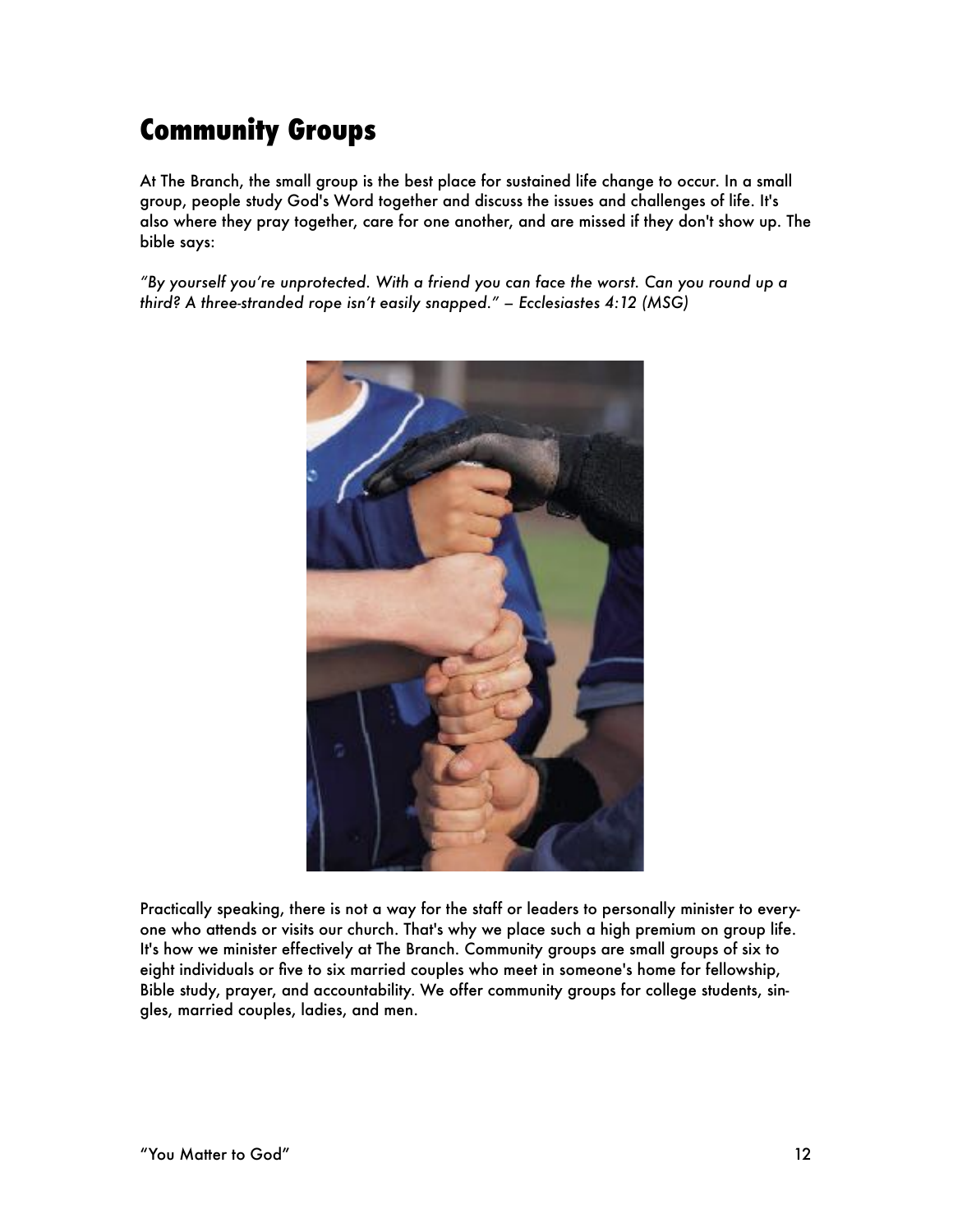# Community Groups

At The Branch, the small group is the best place for sustained life change to occur. In a small group, people study God's Word together and discuss the issues and challenges of life. It's also where they pray together, care for one another, and are missed if they don't show up. The bible says:

*"By yourself you're unprotected. With a friend you can face the worst. Can you round up a third? A three-stranded rope isn't easily snapped." – Ecclesiastes 4:12 (MSG)*

Practically speaking, there is not a way for the staff or leaders to personally minister to everyone who attends or visits our church. That's why we place such a high premium on group life. It's how we minister effectively at The Branch. Community groups are small groups of six to eight individuals or five to six married couples who meet in someone's home for fellowship, Bible study, prayer, and accountability. We offer community groups for college students, singles, married couples, ladies, and men.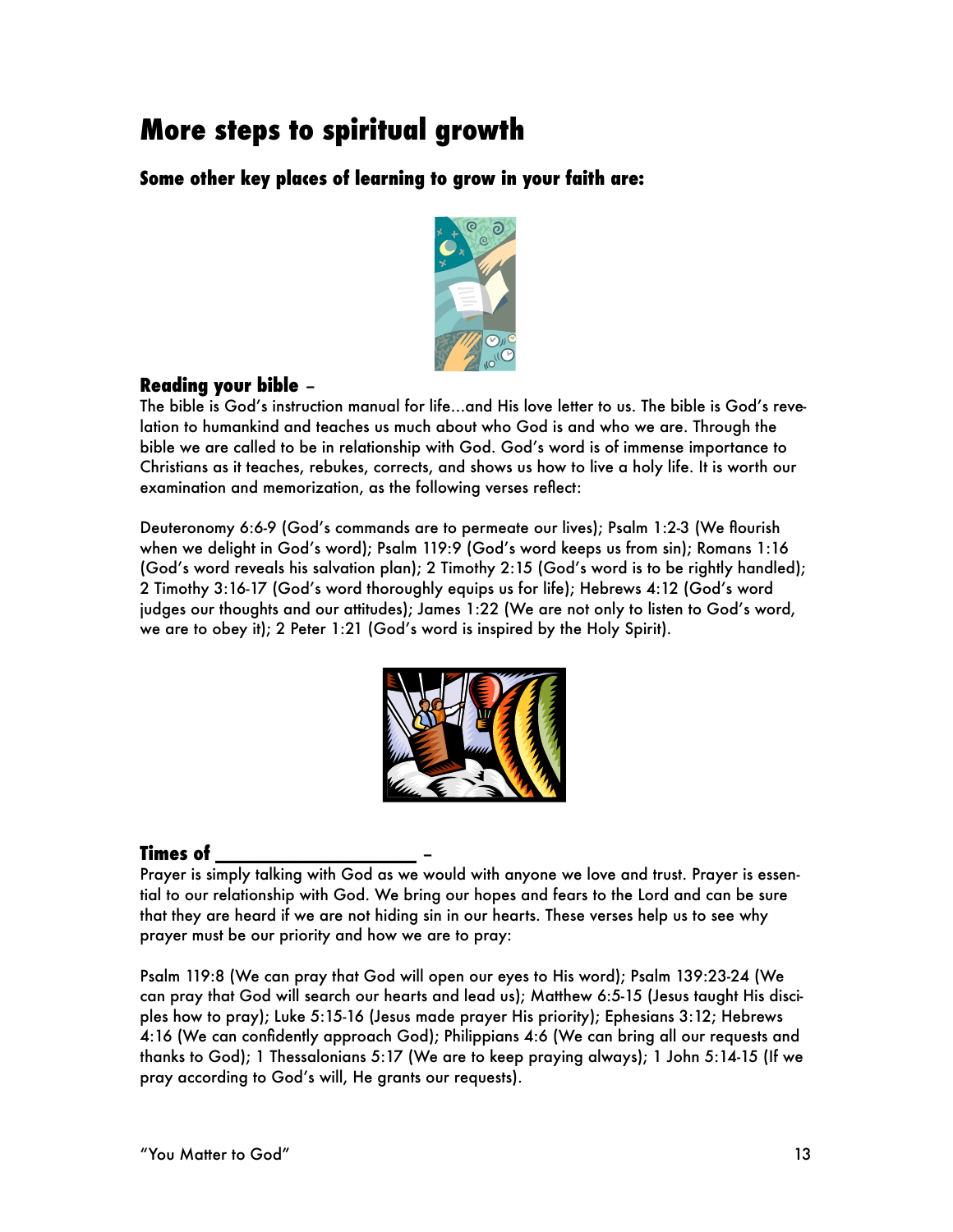# More steps to spiritual growth

## Some other key places of learning to grow in your faith are:

### Reading your bible –

The bible is God's instruction manual for life…and His love letter to us. The bible is God's revelation to humankind and teaches us much about who God is and who we are. Through the bible we are called to be in relationship with God. God's word is of immense importance to Christians as it teaches, rebukes, corrects, and shows us how to live a holy life. It is worth our examination and memorization, as the following verses reflect:

Deuteronomy 6:6-9 (God's commands are to permeate our lives); Psalm 1:2-3 (We flourish when we delight in God's word); Psalm 119:9 (God's word keeps us from sin); Romans 1:16 (God's word reveals his salvation plan); 2 Timothy 2:15 (God's word is to be rightly handled); 2 Timothy 3:16-17 (God's word thoroughly equips us for life); Hebrews 4:12 (God's word judges our thoughts and our attitudes); James 1:22 (We are not only to listen to God's word, we are to obey it); 2 Peter 1:21 (God's word is inspired by the Holy Spirit).

### Times of ____________________ –

Prayer is simply talking with God as we would with anyone we love and trust. Prayer is essential to our relationship with God. We bring our hopes and fears to the Lord and can be sure that they are heard if we are not hiding sin in our hearts. These verses help us to see why prayer must be our priority and how we are to pray:

Psalm 119:8 (We can pray that God will open our eyes to His word); Psalm 139:23-24 (We can pray that God will search our hearts and lead us); Matthew 6:5-15 (Jesus taught His disciples how to pray); Luke 5:15-16 (Jesus made prayer His priority); Ephesians 3:12; Hebrews 4:16 (We can confidently approach God); Philippians 4:6 (We can bring all our requests and thanks to God); 1 Thessalonians 5:17 (We are to keep praying always); 1 John 5:14-15 (If we pray according to God's will, He grants our requests).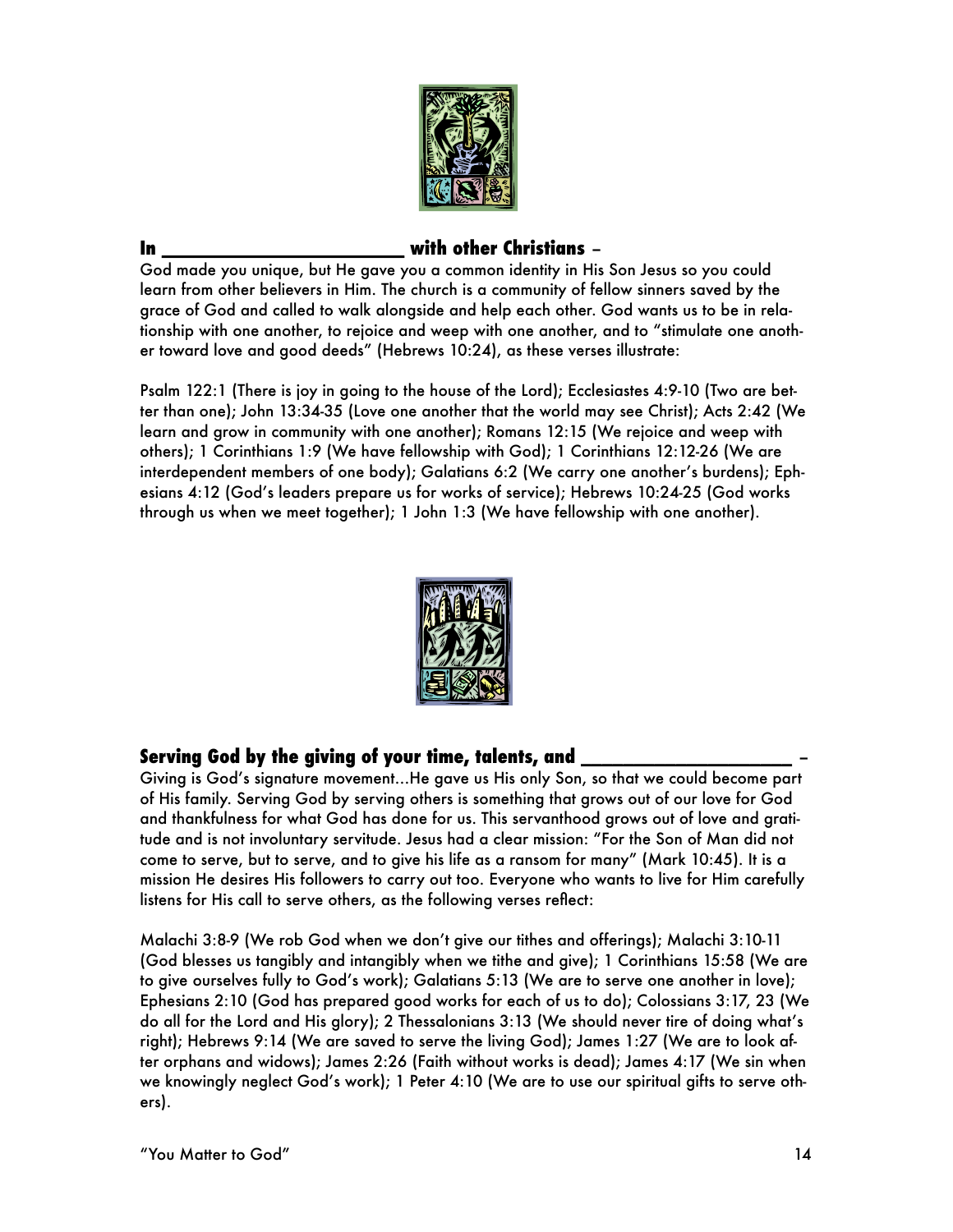### In ________________________ with other Christians –

God made you unique, but He gave you a common identity in His Son Jesus so you could learn from other believers in Him. The church is a community of fellow sinners saved by the grace of God and called to walk alongside and help each other. God wants us to be in relationship with one another, to rejoice and weep with one another, and to "stimulate one another toward love and good deeds" (Hebrews 10:24), as these verses illustrate:

Psalm 122:1 (There is joy in going to the house of the Lord); Ecclesiastes 4:9-10 (Two are better than one); John 13:34-35 (Love one another that the world may see Christ); Acts 2:42 (We learn and grow in community with one another); Romans 12:15 (We rejoice and weep with others); 1 Corinthians 1:9 (We have fellowship with God); 1 Corinthians 12:12-26 (We are interdependent members of one body); Galatians 6:2 (We carry one another's burdens); Ephesians 4:12 (God's leaders prepare us for works of service); Hebrews 10:24-25 (God works through us when we meet together); 1 John 1:3 (We have fellowship with one another).

### Serving God by the giving of your time, talents, and ____________________ –

Giving is God's signature movement…He gave us His only Son, so that we could become part of His family. Serving God by serving others is something that grows out of our love for God and thankfulness for what God has done for us. This servanthood grows out of love and gratitude and is not involuntary servitude. Jesus had a clear mission: "For the Son of Man did not come to serve, but to serve, and to give his life as a ransom for many" (Mark 10:45). It is a mission He desires His followers to carry out too. Everyone who wants to live for Him carefully listens for His call to serve others, as the following verses reflect:

Malachi 3:8-9 (We rob God when we don't give our tithes and offerings); Malachi 3:10-11 (God blesses us tangibly and intangibly when we tithe and give); 1 Corinthians 15:58 (We are to give ourselves fully to God's work); Galatians 5:13 (We are to serve one another in love); Ephesians 2:10 (God has prepared good works for each of us to do); Colossians 3:17, 23 (We do all for the Lord and His glory); 2 Thessalonians 3:13 (We should never tire of doing what's right); Hebrews 9:14 (We are saved to serve the living God); James 1:27 (We are to look after orphans and widows); James 2:26 (Faith without works is dead); James 4:17 (We sin when we knowingly neglect God's work); 1 Peter 4:10 (We are to use our spiritual gifts to serve others).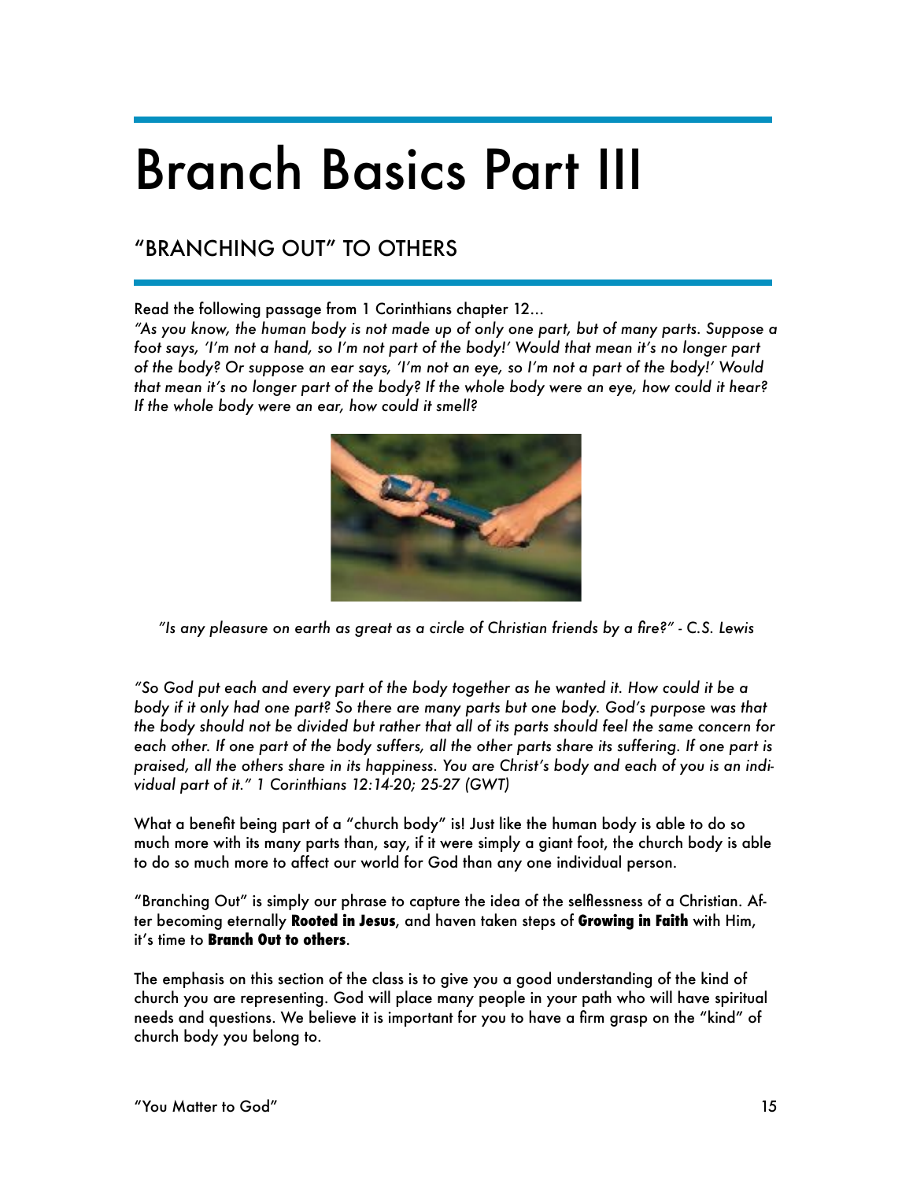# Branch Basics Part III

## "BRANCHING OUT" TO OTHERS

Read the following passage from 1 Corinthians chapter 12…

*"As you know, the human body is not made up of only one part, but of many parts. Suppose a foot says, 'I'm not a hand, so I'm not part of the body!' Would that mean it's no longer part of the body? Or suppose an ear says, 'I'm not an eye, so I'm not a part of the body!' Would that mean it's no longer part of the body? If the whole body were an eye, how could it hear? If the whole body were an ear, how could it smell?*

*"Is any pleasure on earth as great as a circle of Christian friends by a fire?" - C.S. Lewis*

*"So God put each and every part of the body together as he wanted it. How could it be a body if it only had one part? So there are many parts but one body. God's purpose was that the body should not be divided but rather that all of its parts should feel the same concern for each other. If one part of the body suffers, all the other parts share its suffering. If one part is praised, all the others share in its happiness. You are Christ's body and each of you is an individual part of it." 1 Corinthians 12:14-20; 25-27 (GWT)*

What a benefit being part of a "church body" is! Just like the human body is able to do so much more with its many parts than, say, if it were simply a giant foot, the church body is able to do so much more to affect our world for God than any one individual person.

"Branching Out" is simply our phrase to capture the idea of the selflessness of a Christian. After becoming eternally **Rooted in Jesus**, and haven taken steps of **Growing in Faith** with Him, it's time to **Branch Out to others**.

The emphasis on this section of the class is to give you a good understanding of the kind of church you are representing. God will place many people in your path who will have spiritual needs and questions. We believe it is important for you to have a firm grasp on the "kind" of church body you belong to.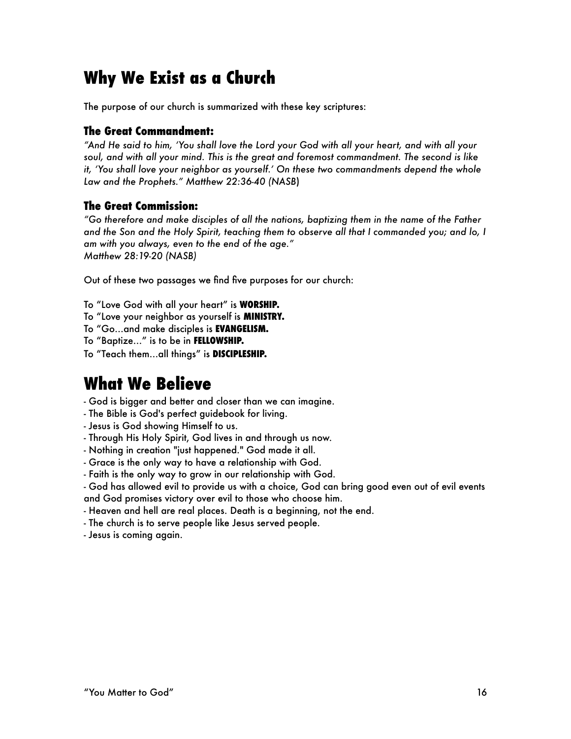# Why We Exist as a Church

The purpose of our church is summarized with these key scriptures:

### The Great Commandment:

*"And He said to him, 'You shall love the Lord your God with all your heart, and with all your soul, and with all your mind. This is the great and foremost commandment. The second is like it, 'You shall love your neighbor as yourself.' On these two commandments depend the whole Law and the Prophets." Matthew 22:36-40 (NASB)*

### The Great Commission:

*"Go therefore and make disciples of all the nations, baptizing them in the name of the Father and the Son and the Holy Spirit, teaching them to observe all that I commanded you; and lo, I am with you always, even to the end of the age."*
*Matthew 28:19-20 (NASB)*

Out of these two passages we find five purposes for our church:

To "Love God with all your heart" is **WORSHIP.**
To "Love your neighbor as yourself is **MINISTRY.**
To "Go…and make disciples is **EVANGELISM.**
To "Baptize…" is to be in **FELLOWSHIP.**
To "Teach them…all things" is **DISCIPLESHIP.**

# What We Believe

- God is bigger and better and closer than we can imagine.
- The Bible is God's perfect guidebook for living.
- Jesus is God showing Himself to us.
- Through His Holy Spirit, God lives in and through us now.
- Nothing in creation "just happened." God made it all.
- Grace is the only way to have a relationship with God.
- Faith is the only way to grow in our relationship with God.
- God has allowed evil to provide us with a choice, God can bring good even out of evil events and God promises victory over evil to those who choose him.
- Heaven and hell are real places. Death is a beginning, not the end.
- The church is to serve people like Jesus served people.
- Jesus is coming again.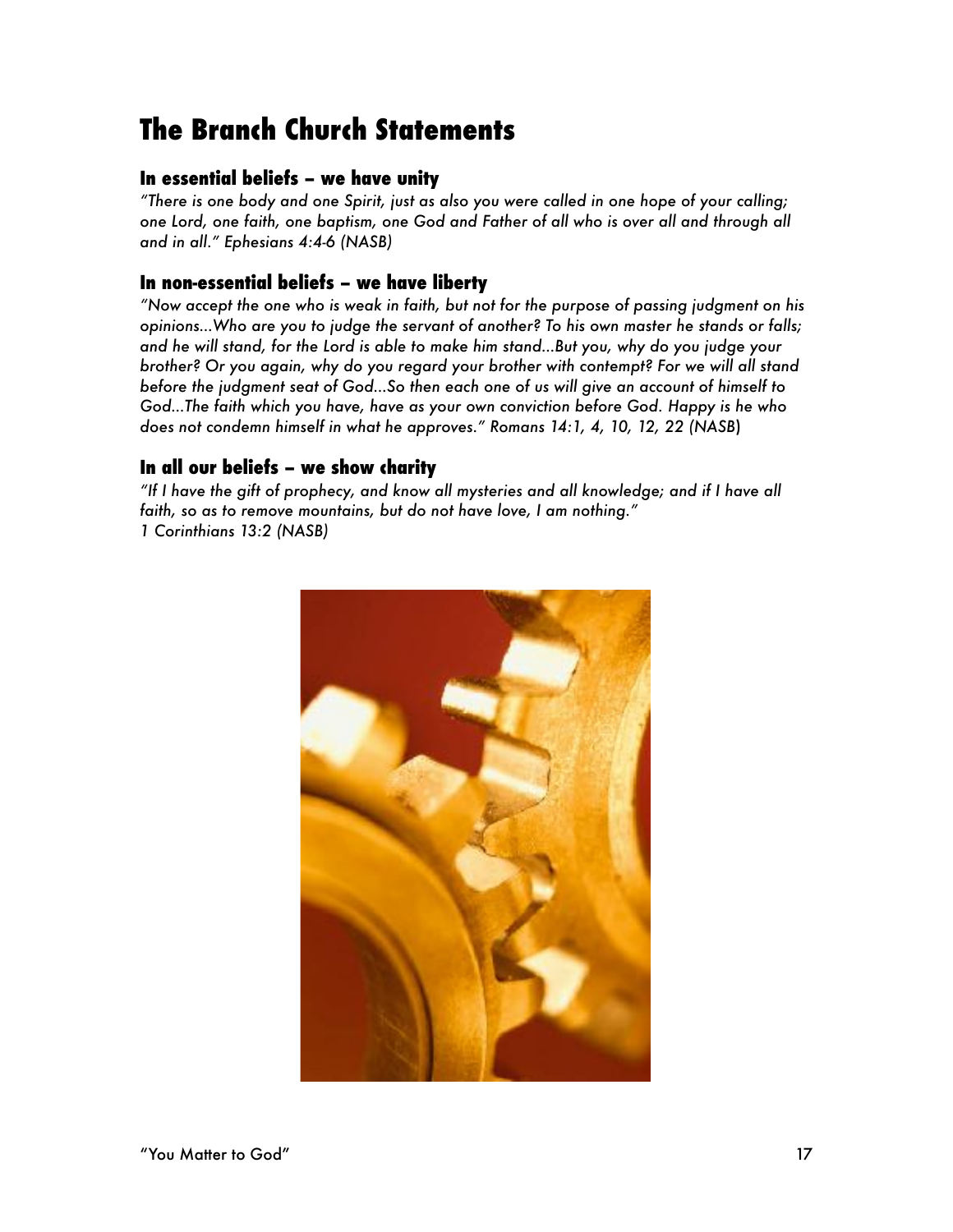# The Branch Church Statements

### In essential beliefs – we have unity

*"There is one body and one Spirit, just as also you were called in one hope of your calling; one Lord, one faith, one baptism, one God and Father of all who is over all and through all and in all." Ephesians 4:4-6 (NASB)*

### In non-essential beliefs – we have liberty

*"Now accept the one who is weak in faith, but not for the purpose of passing judgment on his opinions...Who are you to judge the servant of another? To his own master he stands or falls; and he will stand, for the Lord is able to make him stand...But you, why do you judge your brother? Or you again, why do you regard your brother with contempt? For we will all stand before the judgment seat of God...So then each one of us will give an account of himself to God...The faith which you have, have as your own conviction before God. Happy is he who does not condemn himself in what he approves." Romans 14:1, 4, 10, 12, 22 (NASB)*

### In all our beliefs – we show charity

*"If I have the gift of prophecy, and know all mysteries and all knowledge; and if I have all faith, so as to remove mountains, but do not have love, I am nothing."*
*1 Corinthians 13:2 (NASB)*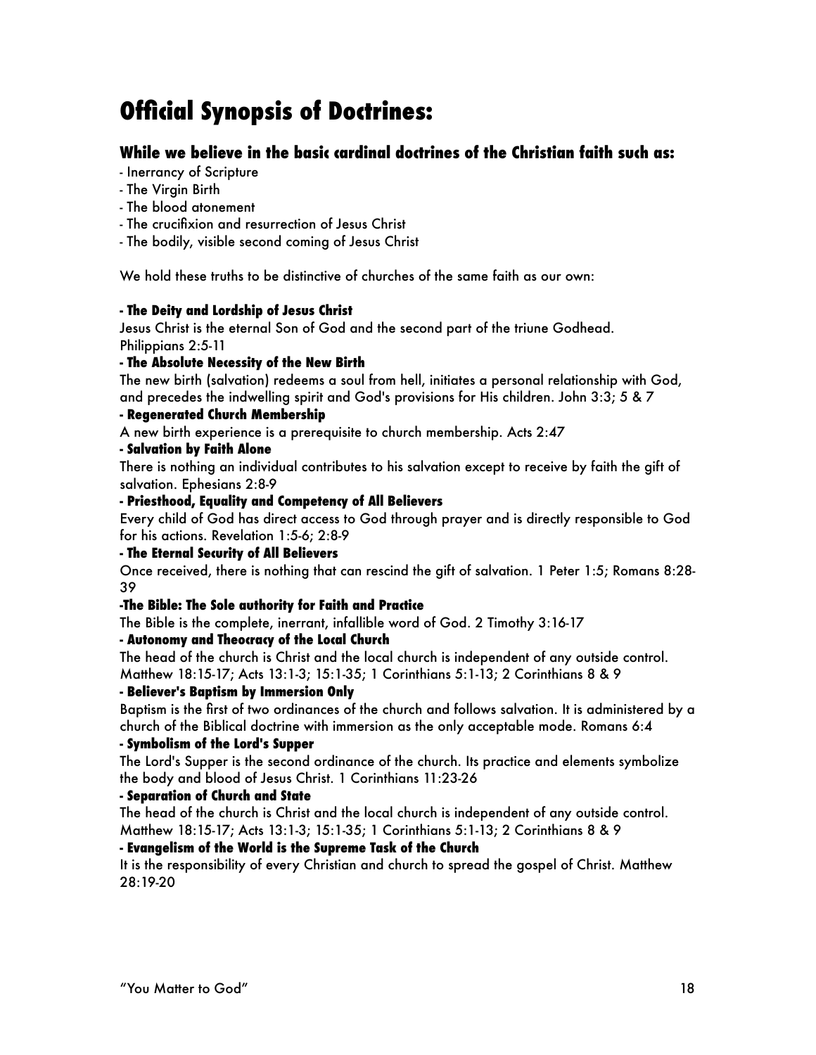# Official Synopsis of Doctrines:

## While we believe in the basic cardinal doctrines of the Christian faith such as:

- Inerrancy of Scripture
- The Virgin Birth
- The blood atonement
- The crucifixion and resurrection of Jesus Christ
- The bodily, visible second coming of Jesus Christ

We hold these truths to be distinctive of churches of the same faith as our own:

**- The Deity and Lordship of Jesus Christ**

Jesus Christ is the eternal Son of God and the second part of the triune Godhead. Philippians 2:5-11

**- The Absolute Necessity of the New Birth**

The new birth (salvation) redeems a soul from hell, initiates a personal relationship with God, and precedes the indwelling spirit and God's provisions for His children. John 3:3; 5 & 7

**- Regenerated Church Membership**

A new birth experience is a prerequisite to church membership. Acts 2:47

**- Salvation by Faith Alone**

There is nothing an individual contributes to his salvation except to receive by faith the gift of salvation. Ephesians 2:8-9

**- Priesthood, Equality and Competency of All Believers**

Every child of God has direct access to God through prayer and is directly responsible to God for his actions. Revelation 1:5-6; 2:8-9

**- The Eternal Security of All Believers**

Once received, there is nothing that can rescind the gift of salvation. 1 Peter 1:5; Romans 8:28-39

**-The Bible: The Sole authority for Faith and Practice**

The Bible is the complete, inerrant, infallible word of God. 2 Timothy 3:16-17

**- Autonomy and Theocracy of the Local Church**

The head of the church is Christ and the local church is independent of any outside control. Matthew 18:15-17; Acts 13:1-3; 15:1-35; 1 Corinthians 5:1-13; 2 Corinthians 8 & 9

**- Believer's Baptism by Immersion Only**

Baptism is the first of two ordinances of the church and follows salvation. It is administered by a church of the Biblical doctrine with immersion as the only acceptable mode. Romans 6:4

**- Symbolism of the Lord's Supper**

The Lord's Supper is the second ordinance of the church. Its practice and elements symbolize the body and blood of Jesus Christ. 1 Corinthians 11:23-26

**- Separation of Church and State**

The head of the church is Christ and the local church is independent of any outside control. Matthew 18:15-17; Acts 13:1-3; 15:1-35; 1 Corinthians 5:1-13; 2 Corinthians 8 & 9

**- Evangelism of the World is the Supreme Task of the Church**

It is the responsibility of every Christian and church to spread the gospel of Christ. Matthew 28:19-20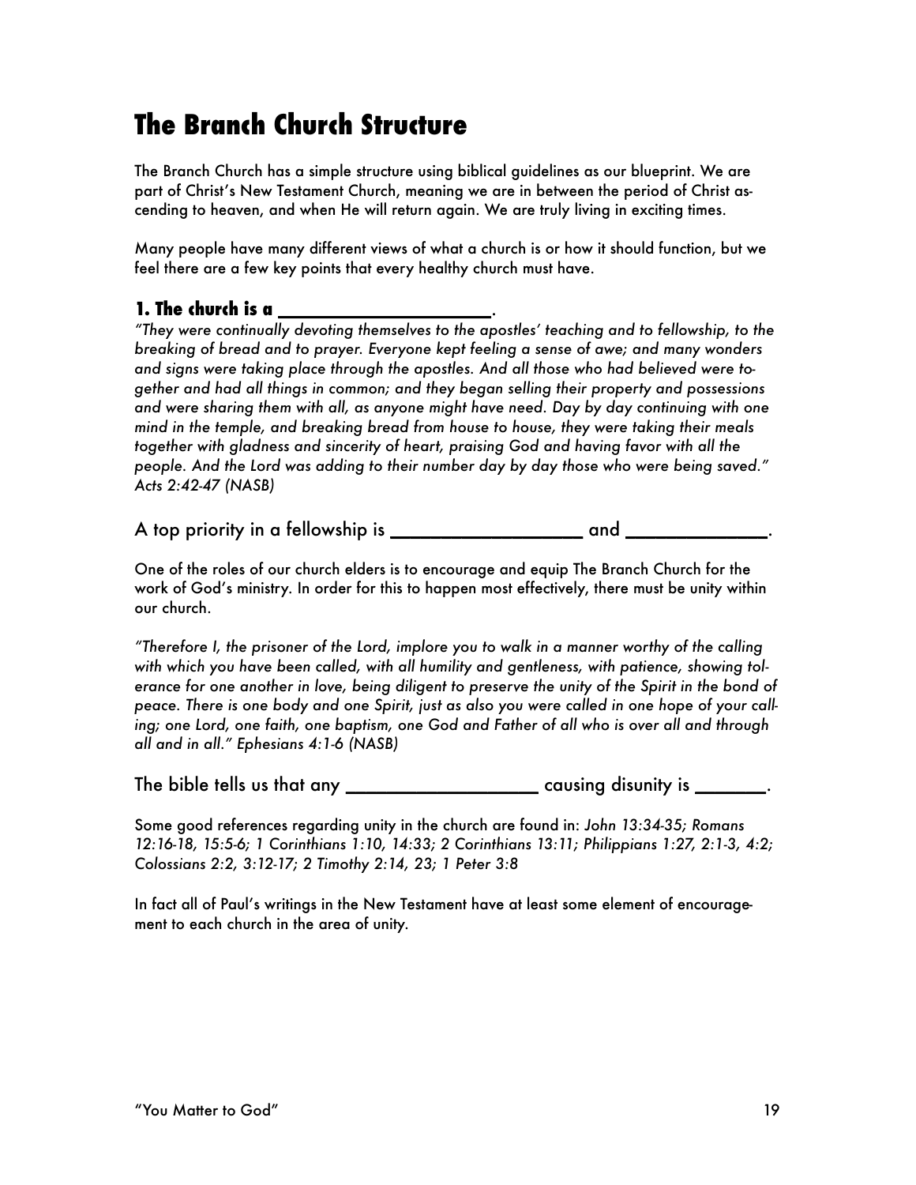# The Branch Church Structure

The Branch Church has a simple structure using biblical guidelines as our blueprint. We are part of Christ's New Testament Church, meaning we are in between the period of Christ ascending to heaven, and when He will return again. We are truly living in exciting times.

Many people have many different views of what a church is or how it should function, but we feel there are a few key points that every healthy church must have.

### 1. The church is a ____________________.

*"They were continually devoting themselves to the apostles' teaching and to fellowship, to the breaking of bread and to prayer. Everyone kept feeling a sense of awe; and many wonders and signs were taking place through the apostles. And all those who had believed were together and had all things in common; and they began selling their property and possessions and were sharing them with all, as anyone might have need. Day by day continuing with one mind in the temple, and breaking bread from house to house, they were taking their meals together with gladness and sincerity of heart, praising God and having favor with all the people. And the Lord was adding to their number day by day those who were being saved." Acts 2:42-47 (NASB)*

A top priority in a fellowship is _________________ and ____________.

One of the roles of our church elders is to encourage and equip The Branch Church for the work of God's ministry. In order for this to happen most effectively, there must be unity within our church.

*"Therefore I, the prisoner of the Lord, implore you to walk in a manner worthy of the calling with which you have been called, with all humility and gentleness, with patience, showing tolerance for one another in love, being diligent to preserve the unity of the Spirit in the bond of peace. There is one body and one Spirit, just as also you were called in one hope of your calling; one Lord, one faith, one baptism, one God and Father of all who is over all and through all and in all." Ephesians 4:1-6 (NASB)*

The bible tells us that any _________________ causing disunity is ______.

Some good references regarding unity in the church are found in: *John 13:34-35; Romans 12:16-18, 15:5-6; 1 Corinthians 1:10, 14:33; 2 Corinthians 13:11; Philippians 1:27, 2:1-3, 4:2; Colossians 2:2, 3:12-17; 2 Timothy 2:14, 23; 1 Peter 3:8*

In fact all of Paul's writings in the New Testament have at least some element of encouragement to each church in the area of unity.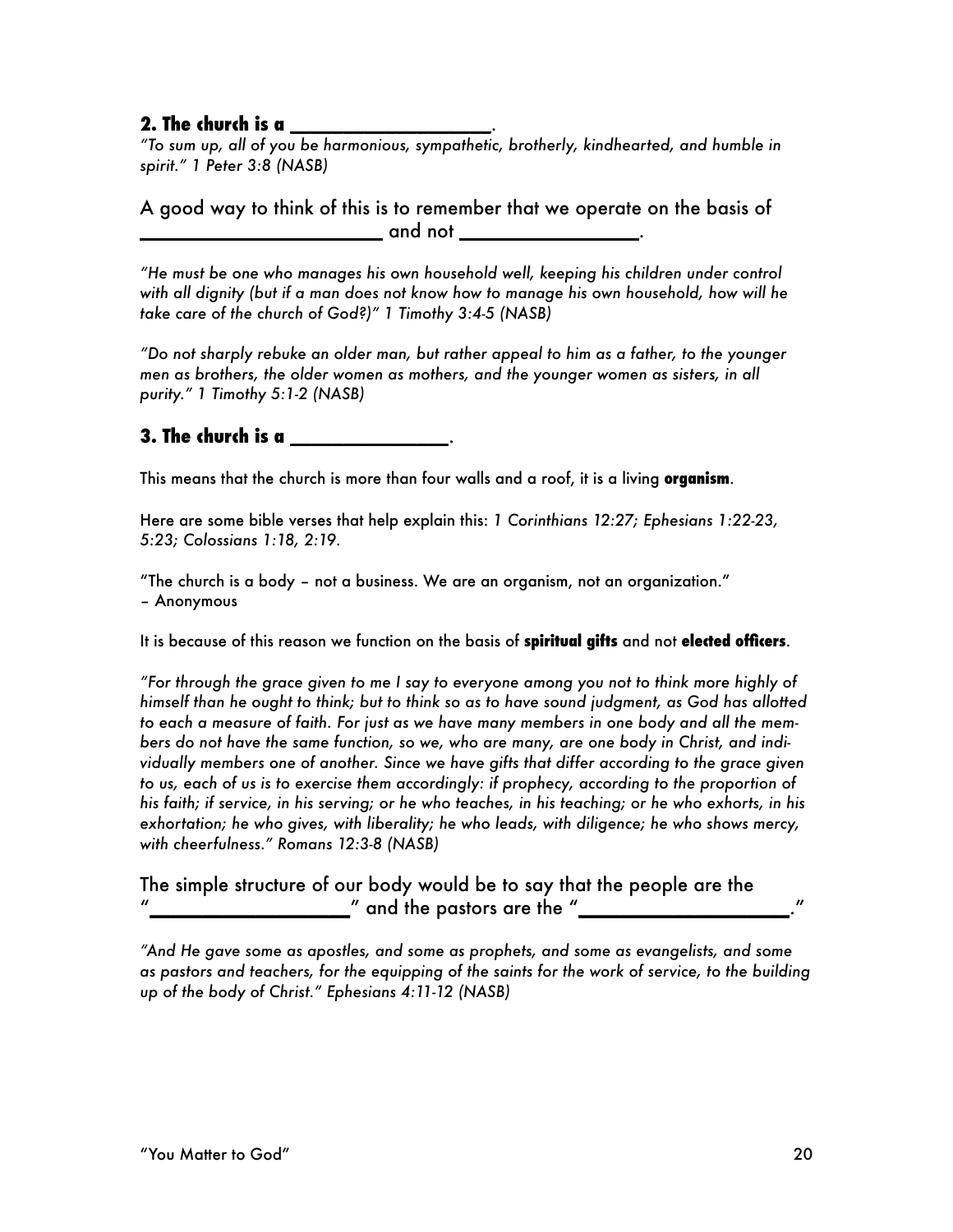### 2. The church is a ___________________.

*"To sum up, all of you be harmonious, sympathetic, brotherly, kindhearted, and humble in spirit." 1 Peter 3:8 (NASB)*

A good way to think of this is to remember that we operate on the basis of _______________________ and not ________________.

*"He must be one who manages his own household well, keeping his children under control with all dignity (but if a man does not know how to manage his own household, how will he take care of the church of God?)" 1 Timothy 3:4-5 (NASB)*

*"Do not sharply rebuke an older man, but rather appeal to him as a father, to the younger men as brothers, the older women as mothers, and the younger women as sisters, in all purity." 1 Timothy 5:1-2 (NASB)*

### 3. The church is a _______________.

This means that the church is more than four walls and a roof, it is a living **organism**.

Here are some bible verses that help explain this: *1 Corinthians 12:27; Ephesians 1:22-23, 5:23; Colossians 1:18, 2:19.*

"The church is a body – not a business. We are an organism, not an organization."
– Anonymous

It is because of this reason we function on the basis of **spiritual gifts** and not **elected officers**.

*"For through the grace given to me I say to everyone among you not to think more highly of himself than he ought to think; but to think so as to have sound judgment, as God has allotted to each a measure of faith. For just as we have many members in one body and all the members do not have the same function, so we, who are many, are one body in Christ, and individually members one of another. Since we have gifts that differ according to the grace given to us, each of us is to exercise them accordingly: if prophecy, according to the proportion of his faith; if service, in his serving; or he who teaches, in his teaching; or he who exhorts, in his exhortation; he who gives, with liberality; he who leads, with diligence; he who shows mercy, with cheerfulness." Romans 12:3-8 (NASB)*

The simple structure of our body would be to say that the people are the "___________________" and the pastors are the "___________________."

*"And He gave some as apostles, and some as prophets, and some as evangelists, and some as pastors and teachers, for the equipping of the saints for the work of service, to the building up of the body of Christ." Ephesians 4:11-12 (NASB)*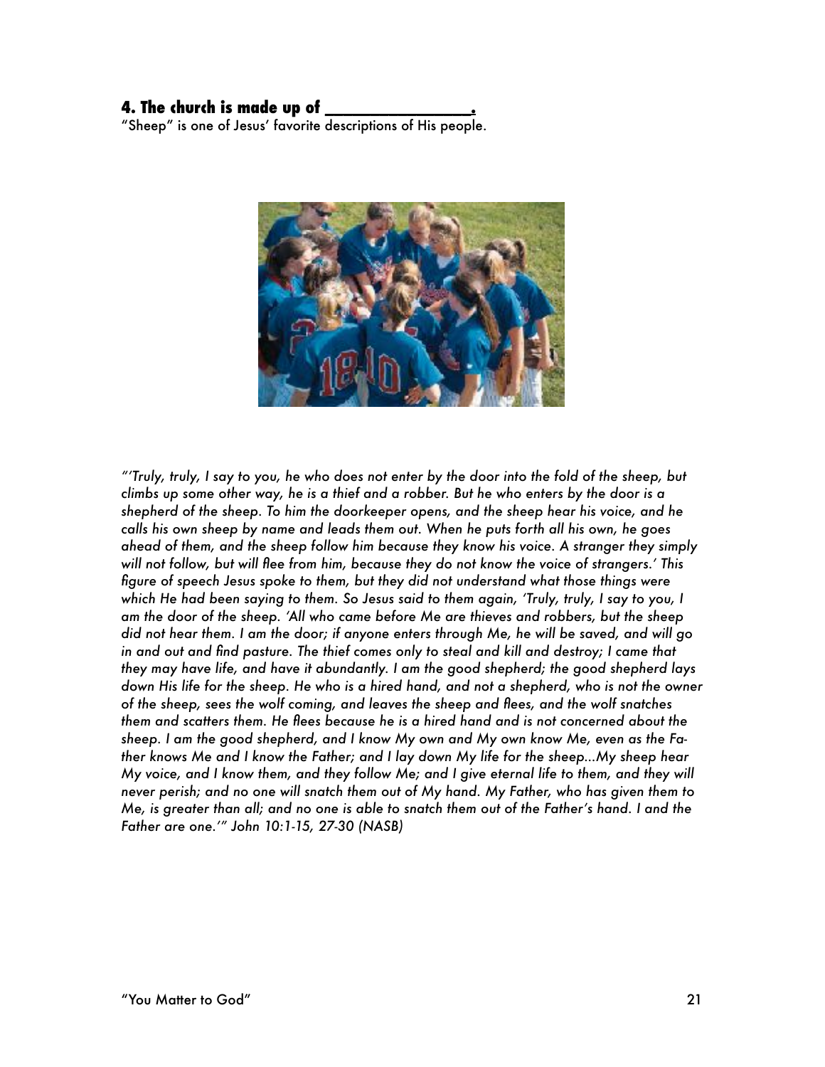#### 4. The church is made up of _______________.

"Sheep" is one of Jesus' favorite descriptions of His people.

*"'Truly, truly, I say to you, he who does not enter by the door into the fold of the sheep, but climbs up some other way, he is a thief and a robber. But he who enters by the door is a shepherd of the sheep. To him the doorkeeper opens, and the sheep hear his voice, and he calls his own sheep by name and leads them out. When he puts forth all his own, he goes ahead of them, and the sheep follow him because they know his voice. A stranger they simply will not follow, but will flee from him, because they do not know the voice of strangers.' This figure of speech Jesus spoke to them, but they did not understand what those things were which He had been saying to them. So Jesus said to them again, 'Truly, truly, I say to you, I am the door of the sheep. 'All who came before Me are thieves and robbers, but the sheep did not hear them. I am the door; if anyone enters through Me, he will be saved, and will go in and out and find pasture. The thief comes only to steal and kill and destroy; I came that they may have life, and have it abundantly. I am the good shepherd; the good shepherd lays down His life for the sheep. He who is a hired hand, and not a shepherd, who is not the owner of the sheep, sees the wolf coming, and leaves the sheep and flees, and the wolf snatches them and scatters them. He flees because he is a hired hand and is not concerned about the sheep. I am the good shepherd, and I know My own and My own know Me, even as the Father knows Me and I know the Father; and I lay down My life for the sheep...My sheep hear My voice, and I know them, and they follow Me; and I give eternal life to them, and they will never perish; and no one will snatch them out of My hand. My Father, who has given them to Me, is greater than all; and no one is able to snatch them out of the Father's hand. I and the Father are one.'" John 10:1-15, 27-30 (NASB)*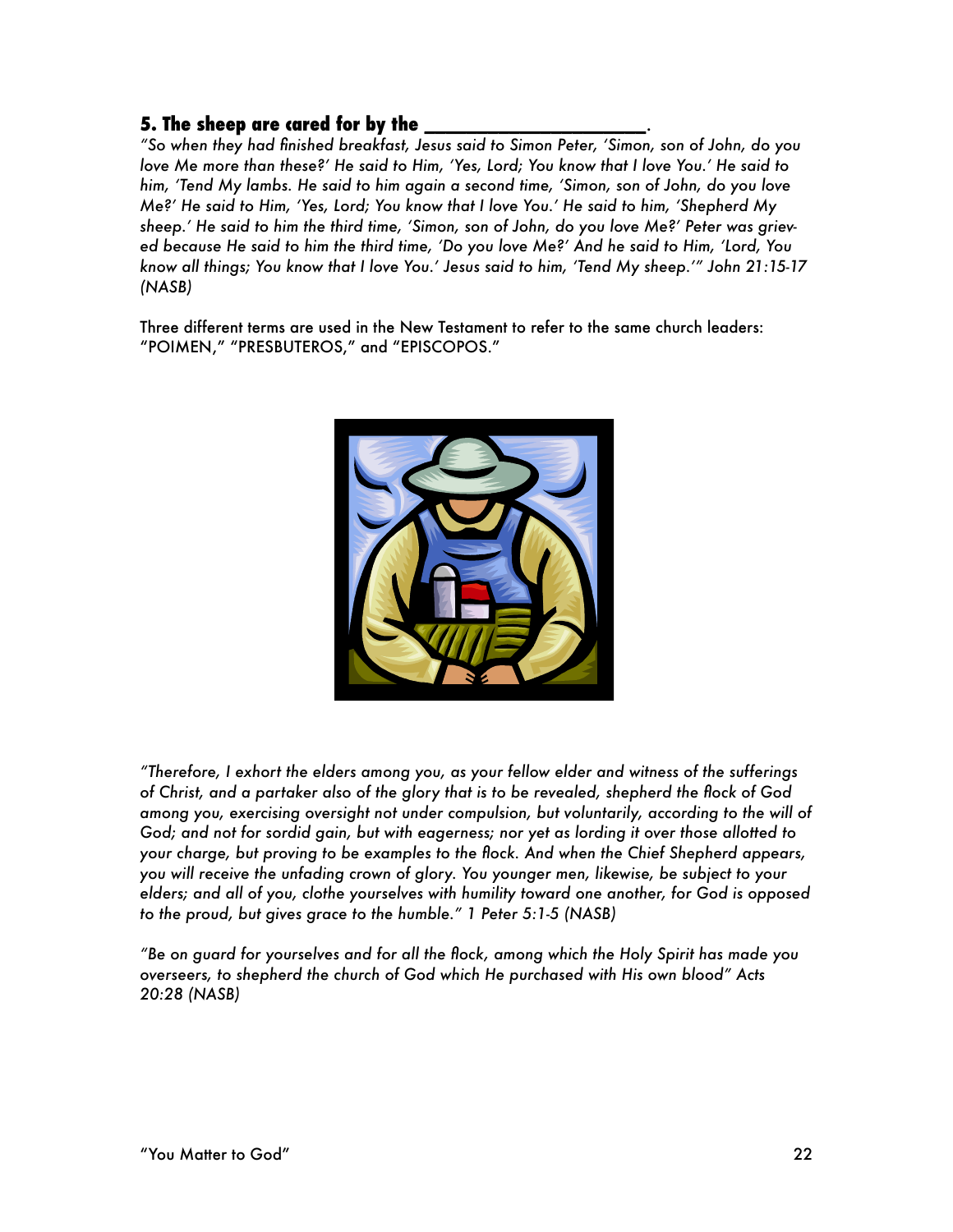### 5. The sheep are cared for by the ______________________.

*"So when they had finished breakfast, Jesus said to Simon Peter, 'Simon, son of John, do you love Me more than these?' He said to Him, 'Yes, Lord; You know that I love You.' He said to him, 'Tend My lambs. He said to him again a second time, 'Simon, son of John, do you love Me?' He said to Him, 'Yes, Lord; You know that I love You.' He said to him, 'Shepherd My sheep.' He said to him the third time, 'Simon, son of John, do you love Me?' Peter was grieved because He said to him the third time, 'Do you love Me?' And he said to Him, 'Lord, You know all things; You know that I love You.' Jesus said to him, 'Tend My sheep.'" John 21:15-17 (NASB)*

Three different terms are used in the New Testament to refer to the same church leaders: "POIMEN," "PRESBUTEROS," and "EPISCOPOS."

*"Therefore, I exhort the elders among you, as your fellow elder and witness of the sufferings of Christ, and a partaker also of the glory that is to be revealed, shepherd the flock of God among you, exercising oversight not under compulsion, but voluntarily, according to the will of God; and not for sordid gain, but with eagerness; nor yet as lording it over those allotted to your charge, but proving to be examples to the flock. And when the Chief Shepherd appears, you will receive the unfading crown of glory. You younger men, likewise, be subject to your elders; and all of you, clothe yourselves with humility toward one another, for God is opposed to the proud, but gives grace to the humble." 1 Peter 5:1-5 (NASB)*

*"Be on guard for yourselves and for all the flock, among which the Holy Spirit has made you overseers, to shepherd the church of God which He purchased with His own blood" Acts 20:28 (NASB)*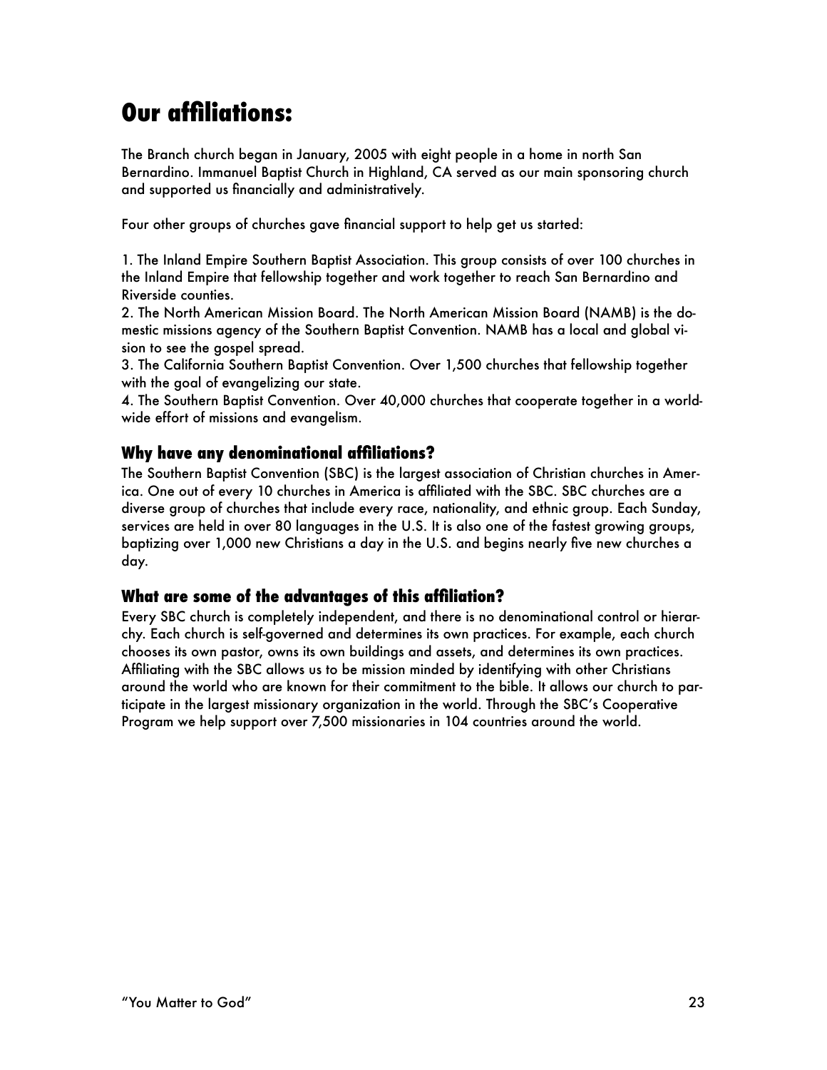# Our affiliations:

The Branch church began in January, 2005 with eight people in a home in north San Bernardino. Immanuel Baptist Church in Highland, CA served as our main sponsoring church and supported us financially and administratively.

Four other groups of churches gave financial support to help get us started:

1. The Inland Empire Southern Baptist Association. This group consists of over 100 churches in the Inland Empire that fellowship together and work together to reach San Bernardino and Riverside counties.
2. The North American Mission Board. The North American Mission Board (NAMB) is the domestic missions agency of the Southern Baptist Convention. NAMB has a local and global vision to see the gospel spread.
3. The California Southern Baptist Convention. Over 1,500 churches that fellowship together with the goal of evangelizing our state.
4. The Southern Baptist Convention. Over 40,000 churches that cooperate together in a worldwide effort of missions and evangelism.

## Why have any denominational affiliations?

The Southern Baptist Convention (SBC) is the largest association of Christian churches in America. One out of every 10 churches in America is affiliated with the SBC. SBC churches are a diverse group of churches that include every race, nationality, and ethnic group. Each Sunday, services are held in over 80 languages in the U.S. It is also one of the fastest growing groups, baptizing over 1,000 new Christians a day in the U.S. and begins nearly five new churches a day.

## What are some of the advantages of this affiliation?

Every SBC church is completely independent, and there is no denominational control or hierarchy. Each church is self-governed and determines its own practices. For example, each church chooses its own pastor, owns its own buildings and assets, and determines its own practices. Affiliating with the SBC allows us to be mission minded by identifying with other Christians around the world who are known for their commitment to the bible. It allows our church to participate in the largest missionary organization in the world. Through the SBC's Cooperative Program we help support over 7,500 missionaries in 104 countries around the world.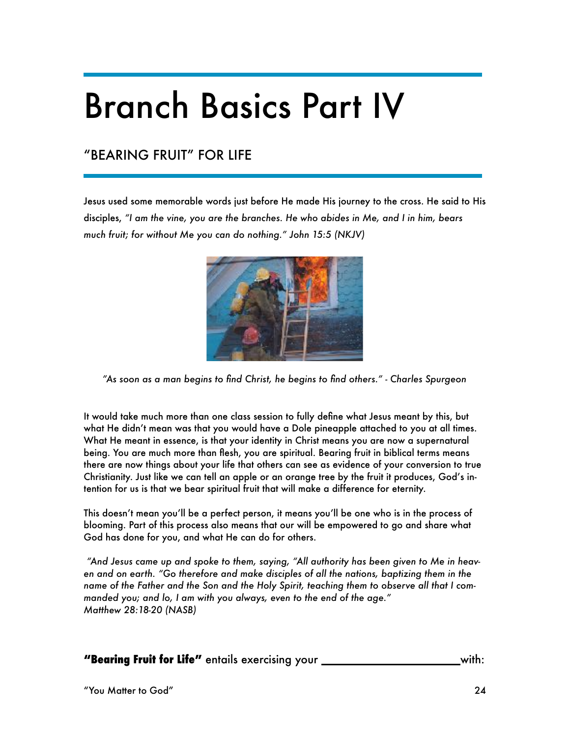# Branch Basics Part IV

## "BEARING FRUIT" FOR LIFE

Jesus used some memorable words just before He made His journey to the cross. He said to His disciples, *"I am the vine, you are the branches. He who abides in Me, and I in him, bears much fruit; for without Me you can do nothing." John 15:5 (NKJV)*

*"As soon as a man begins to find Christ, he begins to find others." - Charles Spurgeon*

It would take much more than one class session to fully define what Jesus meant by this, but what He didn't mean was that you would have a Dole pineapple attached to you at all times. What He meant in essence, is that your identity in Christ means you are now a supernatural being. You are much more than flesh, you are spiritual. Bearing fruit in biblical terms means there are now things about your life that others can see as evidence of your conversion to true Christianity. Just like we can tell an apple or an orange tree by the fruit it produces, God's intention for us is that we bear spiritual fruit that will make a difference for eternity.

This doesn't mean you'll be a perfect person, it means you'll be one who is in the process of blooming. Part of this process also means that our will be empowered to go and share what God has done for you, and what He can do for others.

*"And Jesus came up and spoke to them, saying, "All authority has been given to Me in heaven and on earth. "Go therefore and make disciples of all the nations, baptizing them in the name of the Father and the Son and the Holy Spirit, teaching them to observe all that I commanded you; and lo, I am with you always, even to the end of the age."*
*Matthew 28:18-20 (NASB)*

**"Bearing Fruit for Life"** entails exercising your ______________________ with: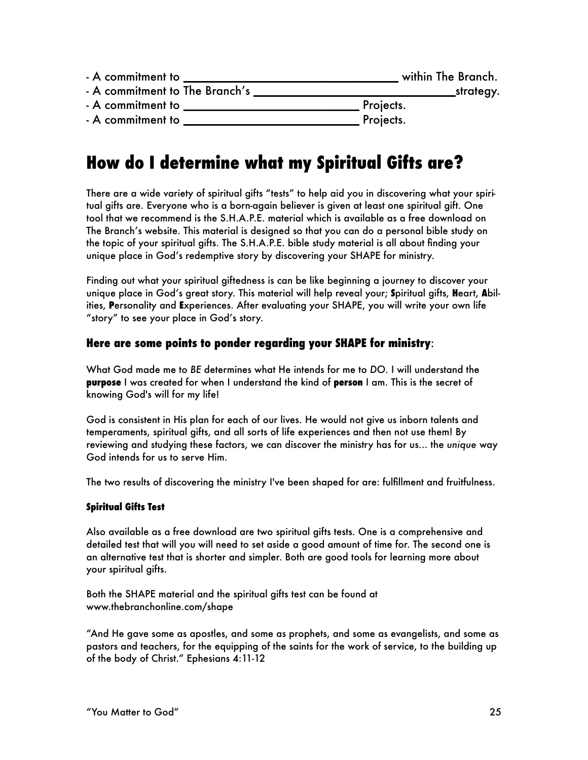- A commitment to ______________________________ within The Branch.
- A commitment to The Branch's ______________________________ strategy.
- A commitment to ________________________ Projects.
- A commitment to ________________________ Projects.

# How do I determine what my Spiritual Gifts are?

There are a wide variety of spiritual gifts "tests" to help aid you in discovering what your spiritual gifts are. Everyone who is a born-again believer is given at least one spiritual gift. One tool that we recommend is the S.H.A.P.E. material which is available as a free download on The Branch's website. This material is designed so that you can do a personal bible study on the topic of your spiritual gifts. The S.H.A.P.E. bible study material is all about finding your unique place in God's redemptive story by discovering your SHAPE for ministry.

Finding out what your spiritual giftedness is can be like beginning a journey to discover your unique place in God's great story. This material will help reveal your; **S**piritual gifts, **H**eart, **A**bilities, **P**ersonality and **E**xperiences. After evaluating your SHAPE, you will write your own life "story" to see your place in God's story.

### Here are some points to ponder regarding your SHAPE for ministry:

What God made me to *BE* determines what He intends for me to *DO*. I will understand the **purpose** I was created for when I understand the kind of **person** I am. This is the secret of knowing God's will for my life!

God is consistent in His plan for each of our lives. He would not give us inborn talents and temperaments, spiritual gifts, and all sorts of life experiences and then not use them! By reviewing and studying these factors, we can discover the ministry has for us... the *unique* way God intends for us to serve Him.

The two results of discovering the ministry I've been shaped for are: fulfillment and fruitfulness.

#### Spiritual Gifts Test

Also available as a free download are two spiritual gifts tests. One is a comprehensive and detailed test that will you will need to set aside a good amount of time for. The second one is an alternative test that is shorter and simpler. Both are good tools for learning more about your spiritual gifts.

Both the SHAPE material and the spiritual gifts test can be found at www.thebranchonline.com/shape

"And He gave some as apostles, and some as prophets, and some as evangelists, and some as pastors and teachers, for the equipping of the saints for the work of service, to the building up of the body of Christ." Ephesians 4:11-12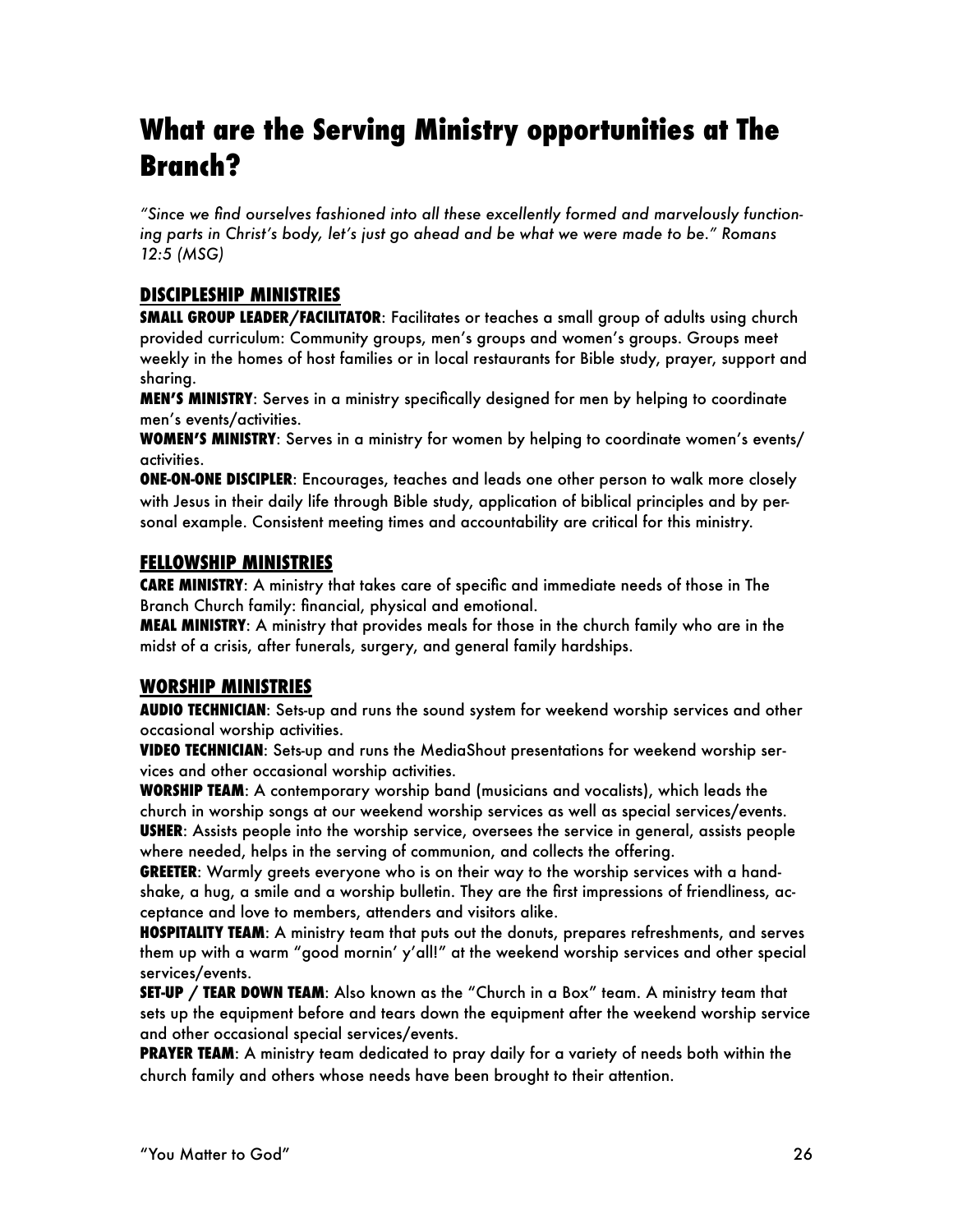# What are the Serving Ministry opportunities at The Branch?

*"Since we find ourselves fashioned into all these excellently formed and marvelously functioning parts in Christ's body, let's just go ahead and be what we were made to be." Romans 12:5 (MSG)*

## DISCIPLESHIP MINISTRIES

**SMALL GROUP LEADER/FACILITATOR**: Facilitates or teaches a small group of adults using church provided curriculum: Community groups, men's groups and women's groups. Groups meet weekly in the homes of host families or in local restaurants for Bible study, prayer, support and sharing.

**MEN'S MINISTRY**: Serves in a ministry specifically designed for men by helping to coordinate men's events/activities.

**WOMEN'S MINISTRY**: Serves in a ministry for women by helping to coordinate women's events/activities.

**ONE-ON-ONE DISCIPLER**: Encourages, teaches and leads one other person to walk more closely with Jesus in their daily life through Bible study, application of biblical principles and by personal example. Consistent meeting times and accountability are critical for this ministry.

## FELLOWSHIP MINISTRIES

**CARE MINISTRY**: A ministry that takes care of specific and immediate needs of those in The Branch Church family: financial, physical and emotional.

**MEAL MINISTRY**: A ministry that provides meals for those in the church family who are in the midst of a crisis, after funerals, surgery, and general family hardships.

## WORSHIP MINISTRIES

**AUDIO TECHNICIAN**: Sets-up and runs the sound system for weekend worship services and other occasional worship activities.

**VIDEO TECHNICIAN**: Sets-up and runs the MediaShout presentations for weekend worship services and other occasional worship activities.

**WORSHIP TEAM**: A contemporary worship band (musicians and vocalists), which leads the church in worship songs at our weekend worship services as well as special services/events.

**USHER**: Assists people into the worship service, oversees the service in general, assists people where needed, helps in the serving of communion, and collects the offering.

**GREETER**: Warmly greets everyone who is on their way to the worship services with a handshake, a hug, a smile and a worship bulletin. They are the first impressions of friendliness, acceptance and love to members, attenders and visitors alike.

**HOSPITALITY TEAM**: A ministry team that puts out the donuts, prepares refreshments, and serves them up with a warm "good mornin' y'all!" at the weekend worship services and other special services/events.

**SET-UP / TEAR DOWN TEAM**: Also known as the "Church in a Box" team. A ministry team that sets up the equipment before and tears down the equipment after the weekend worship service and other occasional special services/events.

**PRAYER TEAM**: A ministry team dedicated to pray daily for a variety of needs both within the church family and others whose needs have been brought to their attention.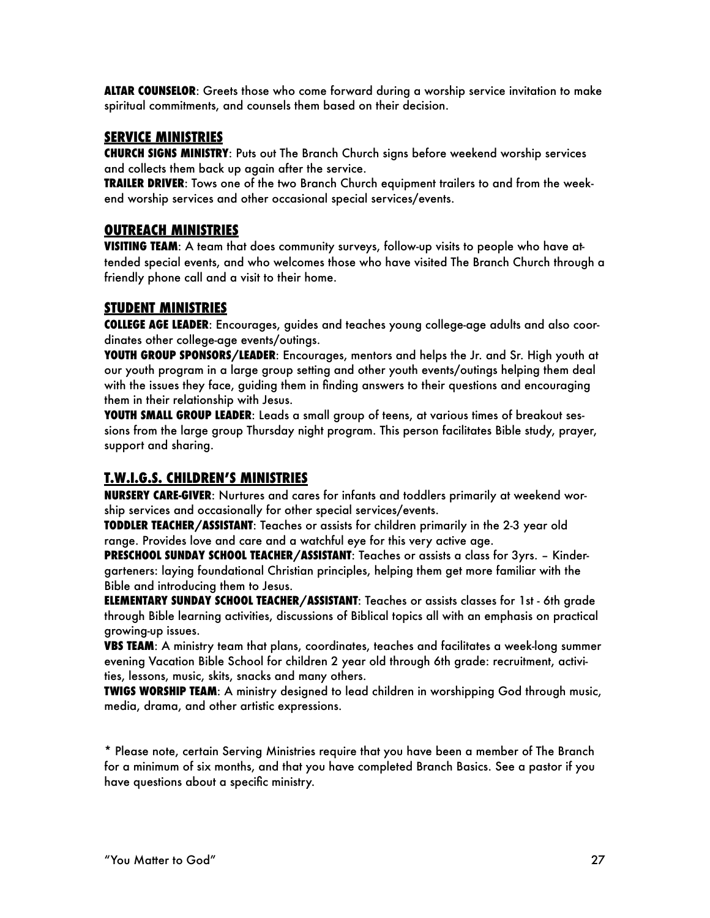**ALTAR COUNSELOR**: Greets those who come forward during a worship service invitation to make spiritual commitments, and counsels them based on their decision.

## SERVICE MINISTRIES

**CHURCH SIGNS MINISTRY**: Puts out The Branch Church signs before weekend worship services and collects them back up again after the service.

**TRAILER DRIVER**: Tows one of the two Branch Church equipment trailers to and from the weekend worship services and other occasional special services/events.

## OUTREACH MINISTRIES

**VISITING TEAM**: A team that does community surveys, follow-up visits to people who have attended special events, and who welcomes those who have visited The Branch Church through a friendly phone call and a visit to their home.

## STUDENT MINISTRIES

**COLLEGE AGE LEADER**: Encourages, guides and teaches young college-age adults and also coordinates other college-age events/outings.

**YOUTH GROUP SPONSORS/LEADER**: Encourages, mentors and helps the Jr. and Sr. High youth at our youth program in a large group setting and other youth events/outings helping them deal with the issues they face, guiding them in finding answers to their questions and encouraging them in their relationship with Jesus.

**YOUTH SMALL GROUP LEADER**: Leads a small group of teens, at various times of breakout sessions from the large group Thursday night program. This person facilitates Bible study, prayer, support and sharing.

## T.W.I.G.S. CHILDREN'S MINISTRIES

**NURSERY CARE-GIVER**: Nurtures and cares for infants and toddlers primarily at weekend worship services and occasionally for other special services/events.

**TODDLER TEACHER/ASSISTANT**: Teaches or assists for children primarily in the 2-3 year old range. Provides love and care and a watchful eye for this very active age.

**PRESCHOOL SUNDAY SCHOOL TEACHER/ASSISTANT**: Teaches or assists a class for 3yrs. – Kindergarteners: laying foundational Christian principles, helping them get more familiar with the Bible and introducing them to Jesus.

**ELEMENTARY SUNDAY SCHOOL TEACHER/ASSISTANT**: Teaches or assists classes for 1st - 6th grade through Bible learning activities, discussions of Biblical topics all with an emphasis on practical growing-up issues.

**VBS TEAM**: A ministry team that plans, coordinates, teaches and facilitates a week-long summer evening Vacation Bible School for children 2 year old through 6th grade: recruitment, activities, lessons, music, skits, snacks and many others.

**TWIGS WORSHIP TEAM**: A ministry designed to lead children in worshipping God through music, media, drama, and other artistic expressions.

* Please note, certain Serving Ministries require that you have been a member of The Branch for a minimum of six months, and that you have completed Branch Basics. See a pastor if you have questions about a specific ministry.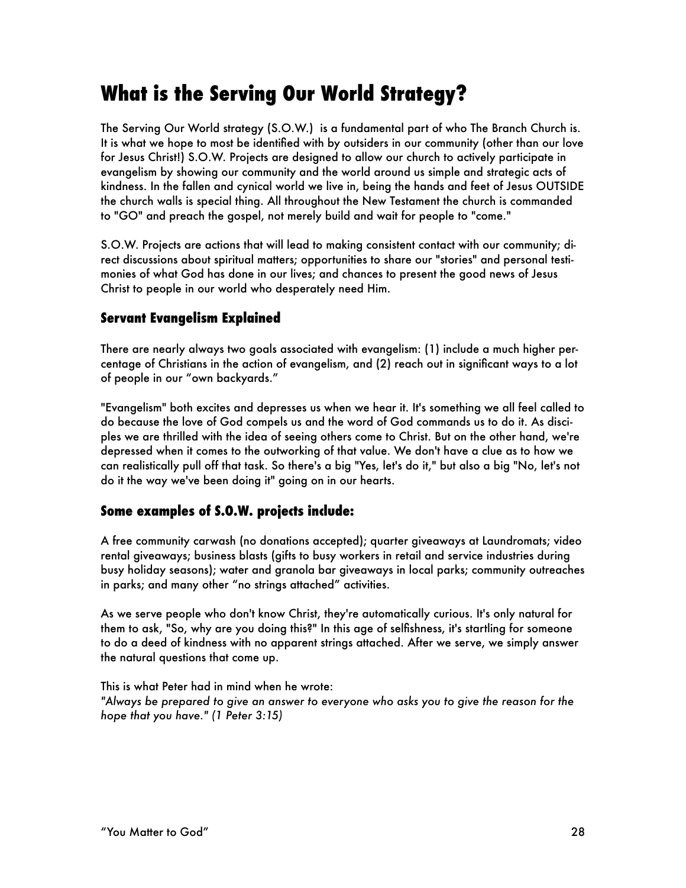# What is the Serving Our World Strategy?

The Serving Our World strategy (S.O.W.) is a fundamental part of who The Branch Church is. It is what we hope to most be identified with by outsiders in our community (other than our love for Jesus Christ!) S.O.W. Projects are designed to allow our church to actively participate in evangelism by showing our community and the world around us simple and strategic acts of kindness. In the fallen and cynical world we live in, being the hands and feet of Jesus OUTSIDE the church walls is special thing. All throughout the New Testament the church is commanded to "GO" and preach the gospel, not merely build and wait for people to "come."

S.O.W. Projects are actions that will lead to making consistent contact with our community; direct discussions about spiritual matters; opportunities to share our "stories" and personal testimonies of what God has done in our lives; and chances to present the good news of Jesus Christ to people in our world who desperately need Him.

## Servant Evangelism Explained

There are nearly always two goals associated with evangelism: (1) include a much higher percentage of Christians in the action of evangelism, and (2) reach out in significant ways to a lot of people in our "own backyards."

"Evangelism" both excites and depresses us when we hear it. It's something we all feel called to do because the love of God compels us and the word of God commands us to do it. As disciples we are thrilled with the idea of seeing others come to Christ. But on the other hand, we're depressed when it comes to the outworking of that value. We don't have a clue as to how we can realistically pull off that task. So there's a big "Yes, let's do it," but also a big "No, let's not do it the way we've been doing it" going on in our hearts.

## Some examples of S.O.W. projects include:

A free community carwash (no donations accepted); quarter giveaways at Laundromats; video rental giveaways; business blasts (gifts to busy workers in retail and service industries during busy holiday seasons); water and granola bar giveaways in local parks; community outreaches in parks; and many other "no strings attached" activities.

As we serve people who don't know Christ, they're automatically curious. It's only natural for them to ask, "So, why are you doing this?" In this age of selfishness, it's startling for someone to do a deed of kindness with no apparent strings attached. After we serve, we simply answer the natural questions that come up.

This is what Peter had in mind when he wrote:
*"Always be prepared to give an answer to everyone who asks you to give the reason for the hope that you have." (1 Peter 3:15)*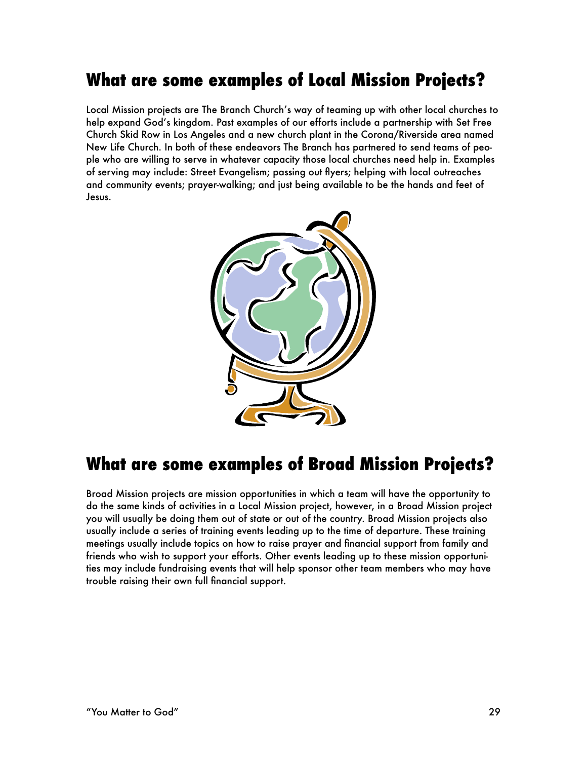## What are some examples of Local Mission Projects?

Local Mission projects are The Branch Church's way of teaming up with other local churches to help expand God's kingdom. Past examples of our efforts include a partnership with Set Free Church Skid Row in Los Angeles and a new church plant in the Corona/Riverside area named New Life Church. In both of these endeavors The Branch has partnered to send teams of people who are willing to serve in whatever capacity those local churches need help in. Examples of serving may include: Street Evangelism; passing out flyers; helping with local outreaches and community events; prayer-walking; and just being available to be the hands and feet of Jesus.

## What are some examples of Broad Mission Projects?

Broad Mission projects are mission opportunities in which a team will have the opportunity to do the same kinds of activities in a Local Mission project, however, in a Broad Mission project you will usually be doing them out of state or out of the country. Broad Mission projects also usually include a series of training events leading up to the time of departure. These training meetings usually include topics on how to raise prayer and financial support from family and friends who wish to support your efforts. Other events leading up to these mission opportunities may include fundraising events that will help sponsor other team members who may have trouble raising their own full financial support.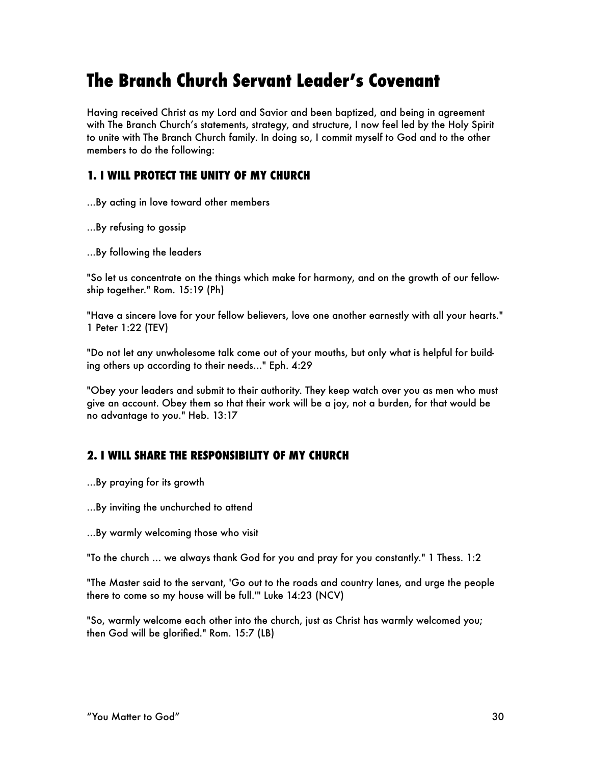# The Branch Church Servant Leader's Covenant

Having received Christ as my Lord and Savior and been baptized, and being in agreement with The Branch Church's statements, strategy, and structure, I now feel led by the Holy Spirit to unite with The Branch Church family. In doing so, I commit myself to God and to the other members to do the following:

## 1. I WILL PROTECT THE UNITY OF MY CHURCH

...By acting in love toward other members

...By refusing to gossip

...By following the leaders

"So let us concentrate on the things which make for harmony, and on the growth of our fellowship together." Rom. 15:19 (Ph)

"Have a sincere love for your fellow believers, love one another earnestly with all your hearts." 1 Peter 1:22 (TEV)

"Do not let any unwholesome talk come out of your mouths, but only what is helpful for building others up according to their needs..." Eph. 4:29

"Obey your leaders and submit to their authority. They keep watch over you as men who must give an account. Obey them so that their work will be a joy, not a burden, for that would be no advantage to you." Heb. 13:17

## 2. I WILL SHARE THE RESPONSIBILITY OF MY CHURCH

...By praying for its growth

...By inviting the unchurched to attend

...By warmly welcoming those who visit

"To the church ... we always thank God for you and pray for you constantly." 1 Thess. 1:2

"The Master said to the servant, 'Go out to the roads and country lanes, and urge the people there to come so my house will be full.'" Luke 14:23 (NCV)

"So, warmly welcome each other into the church, just as Christ has warmly welcomed you; then God will be glorified." Rom. 15:7 (LB)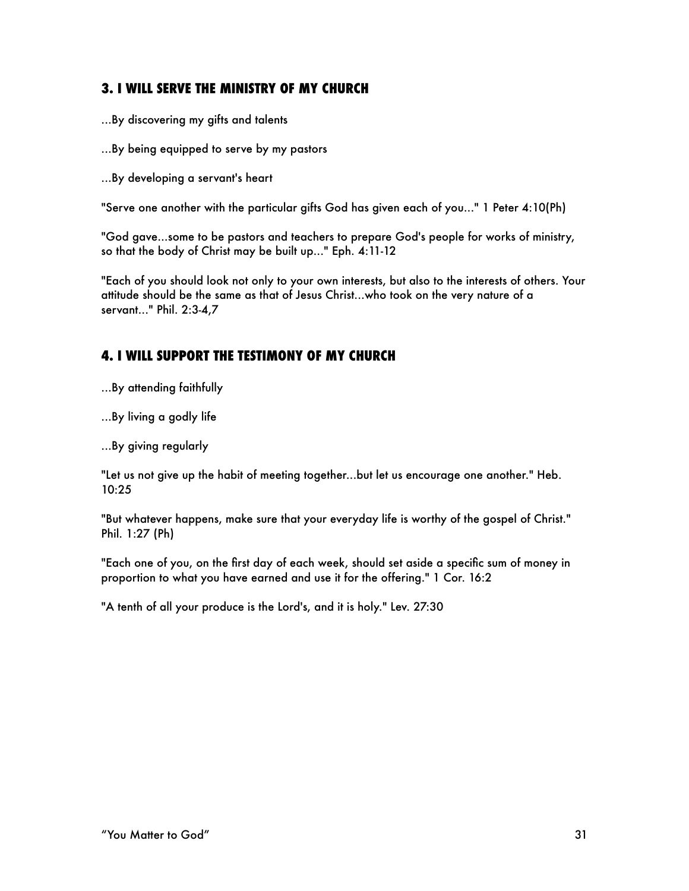### 3. I WILL SERVE THE MINISTRY OF MY CHURCH

...By discovering my gifts and talents

...By being equipped to serve by my pastors

...By developing a servant's heart

"Serve one another with the particular gifts God has given each of you..." 1 Peter 4:10(Ph)

"God gave...some to be pastors and teachers to prepare God's people for works of ministry, so that the body of Christ may be built up..." Eph. 4:11-12

"Each of you should look not only to your own interests, but also to the interests of others. Your attitude should be the same as that of Jesus Christ...who took on the very nature of a servant..." Phil. 2:3-4,7

### 4. I WILL SUPPORT THE TESTIMONY OF MY CHURCH

...By attending faithfully

...By living a godly life

...By giving regularly

"Let us not give up the habit of meeting together...but let us encourage one another." Heb. 10:25

"But whatever happens, make sure that your everyday life is worthy of the gospel of Christ." Phil. 1:27 (Ph)

"Each one of you, on the first day of each week, should set aside a specific sum of money in proportion to what you have earned and use it for the offering." 1 Cor. 16:2

"A tenth of all your produce is the Lord's, and it is holy." Lev. 27:30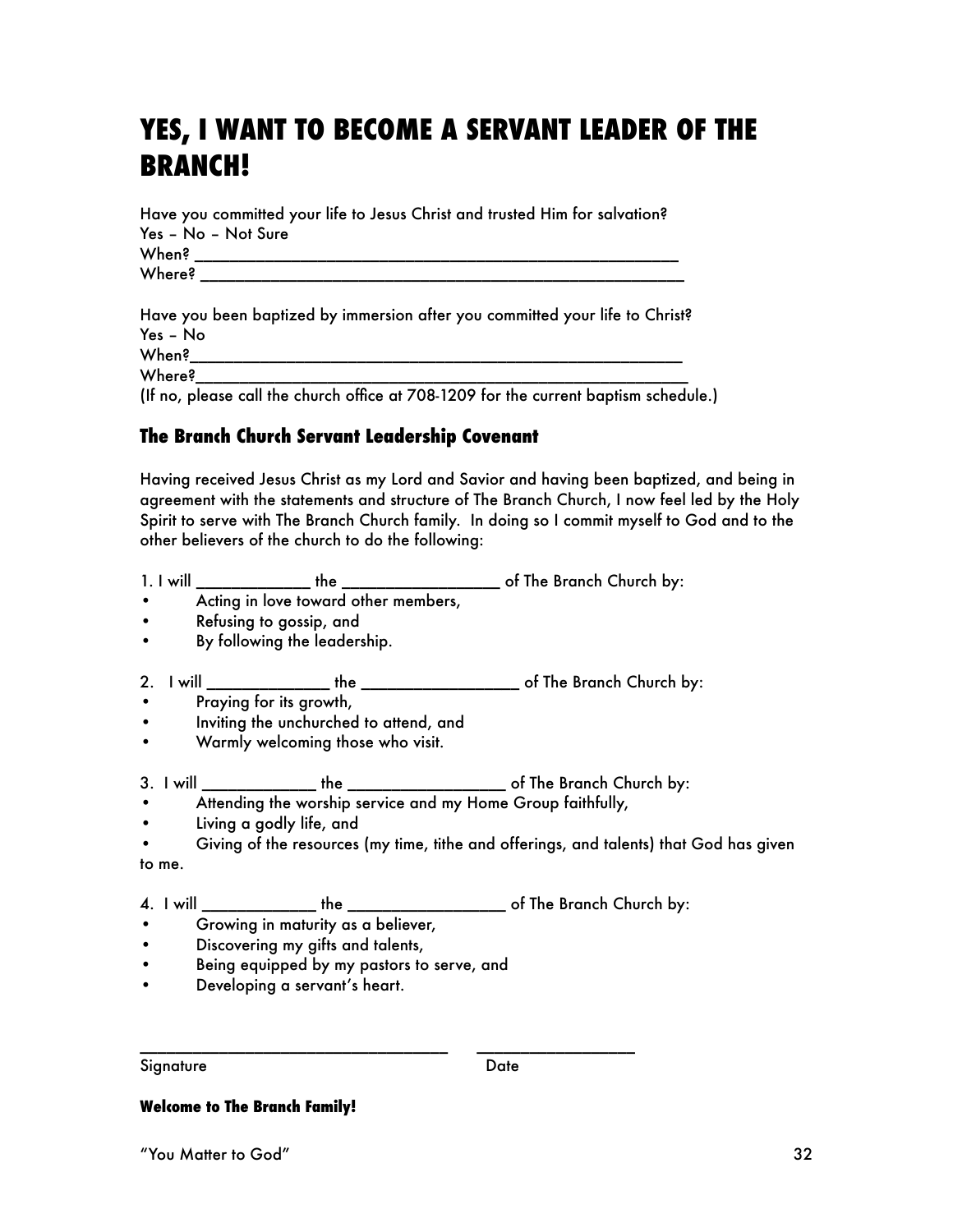# YES, I WANT TO BECOME A SERVANT LEADER OF THE BRANCH!

Have you committed your life to Jesus Christ and trusted Him for salvation?
Yes – No – Not Sure
When? ________________________________________________________
Where? ________________________________________________________

Have you been baptized by immersion after you committed your life to Christ?
Yes – No
When?________________________________________________________
Where?________________________________________________________
(If no, please call the church office at 708-1209 for the current baptism schedule.)

### The Branch Church Servant Leadership Covenant

Having received Jesus Christ as my Lord and Savior and having been baptized, and being in agreement with the statements and structure of The Branch Church, I now feel led by the Holy Spirit to serve with The Branch Church family. In doing so I commit myself to God and to the other believers of the church to do the following:

1. I will _____________ the __________________ of The Branch Church by:
   - Acting in love toward other members,
   - Refusing to gossip, and
   - By following the leadership.

2. I will ______________ the __________________ of The Branch Church by:
   - Praying for its growth,
   - Inviting the unchurched to attend, and
   - Warmly welcoming those who visit.

3. I will _____________ the __________________ of The Branch Church by:
   - Attending the worship service and my Home Group faithfully,
   - Living a godly life, and
   - Giving of the resources (my time, tithe and offerings, and talents) that God has given to me.

4. I will _____________ the __________________ of The Branch Church by:
   - Growing in maturity as a believer,
   - Discovering my gifts and talents,
   - Being equipped by my pastors to serve, and
   - Developing a servant's heart.

___________________________________ __________________
Signature Date

**Welcome to The Branch Family!**